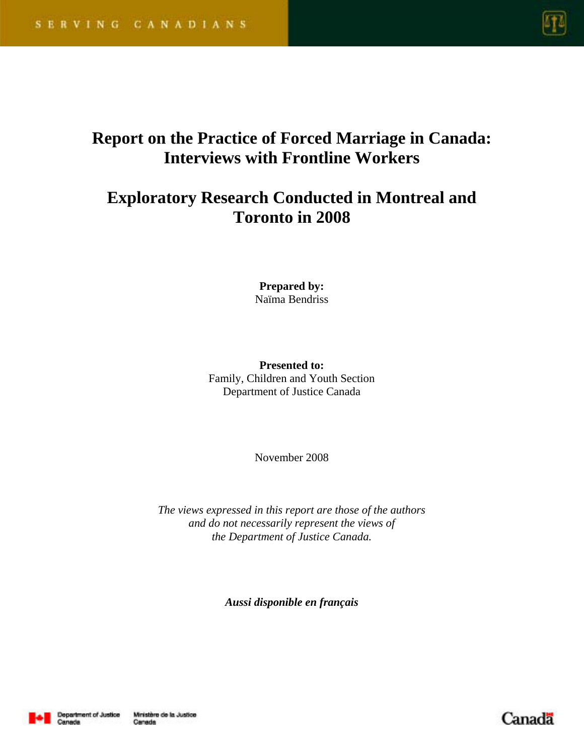SERVING CANADIANS

# Report on the Practice of Forced Marriage in Canada: Interviews with Frontline Workers

## Exploratory Research Conducted in Montreal and Toronto in 2008

**Prepared by:**
Naïma Bendriss

**Presented to:**
Family, Children and Youth Section
Department of Justice Canada

November 2008

*The views expressed in this report are those of the authors and do not necessarily represent the views of the Department of Justice Canada.*

***Aussi disponible en français***

Department of Justice Canada | Ministère de la Justice Canada

Canada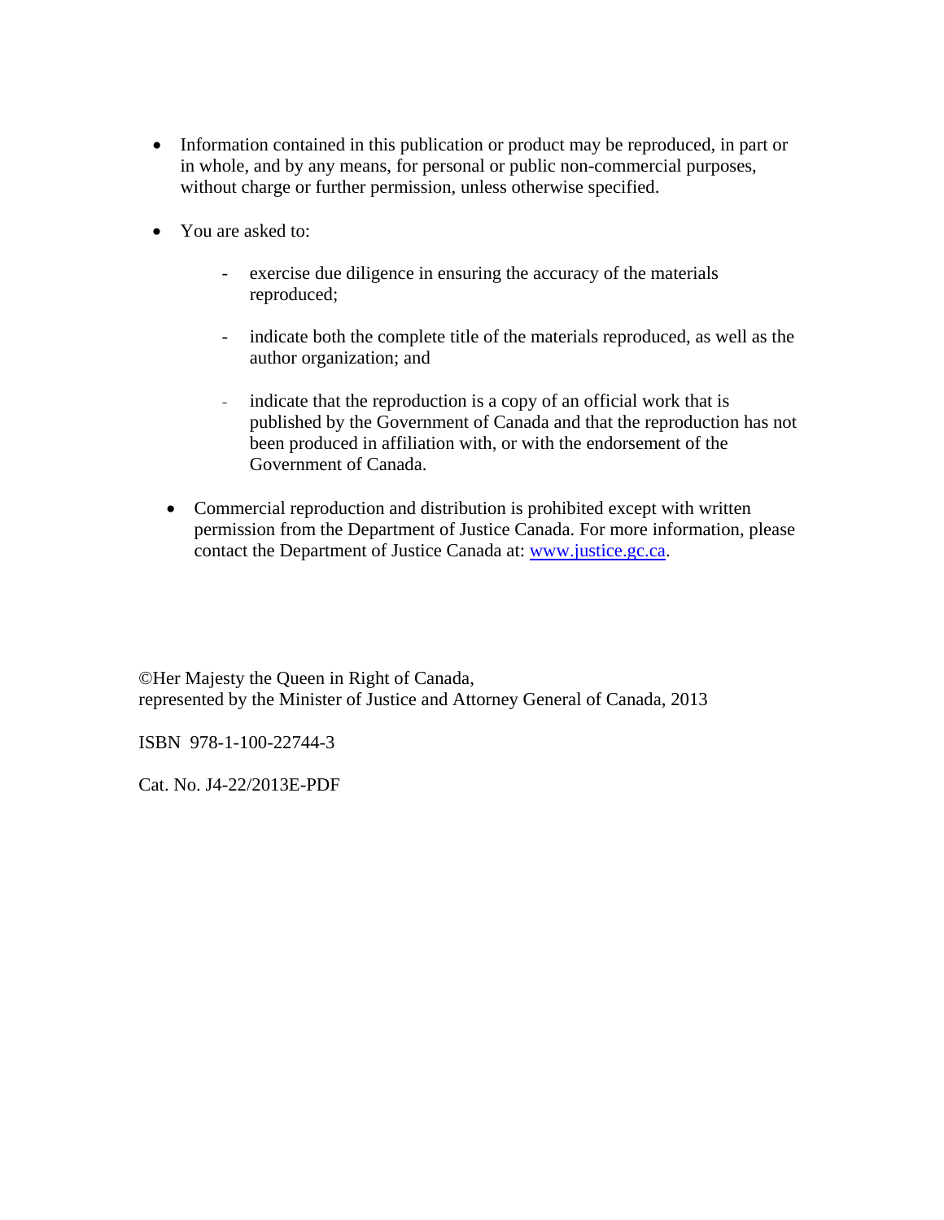- Information contained in this publication or product may be reproduced, in part or in whole, and by any means, for personal or public non-commercial purposes, without charge or further permission, unless otherwise specified.

- You are asked to:

  - exercise due diligence in ensuring the accuracy of the materials reproduced;

  - indicate both the complete title of the materials reproduced, as well as the author organization; and

  - indicate that the reproduction is a copy of an official work that is published by the Government of Canada and that the reproduction has not been produced in affiliation with, or with the endorsement of the Government of Canada.

- Commercial reproduction and distribution is prohibited except with written permission from the Department of Justice Canada. For more information, please contact the Department of Justice Canada at: [www.justice.gc.ca](http://www.justice.gc.ca).

©Her Majesty the Queen in Right of Canada,
represented by the Minister of Justice and Attorney General of Canada, 2013

ISBN 978-1-100-22744-3

Cat. No. J4-22/2013E-PDF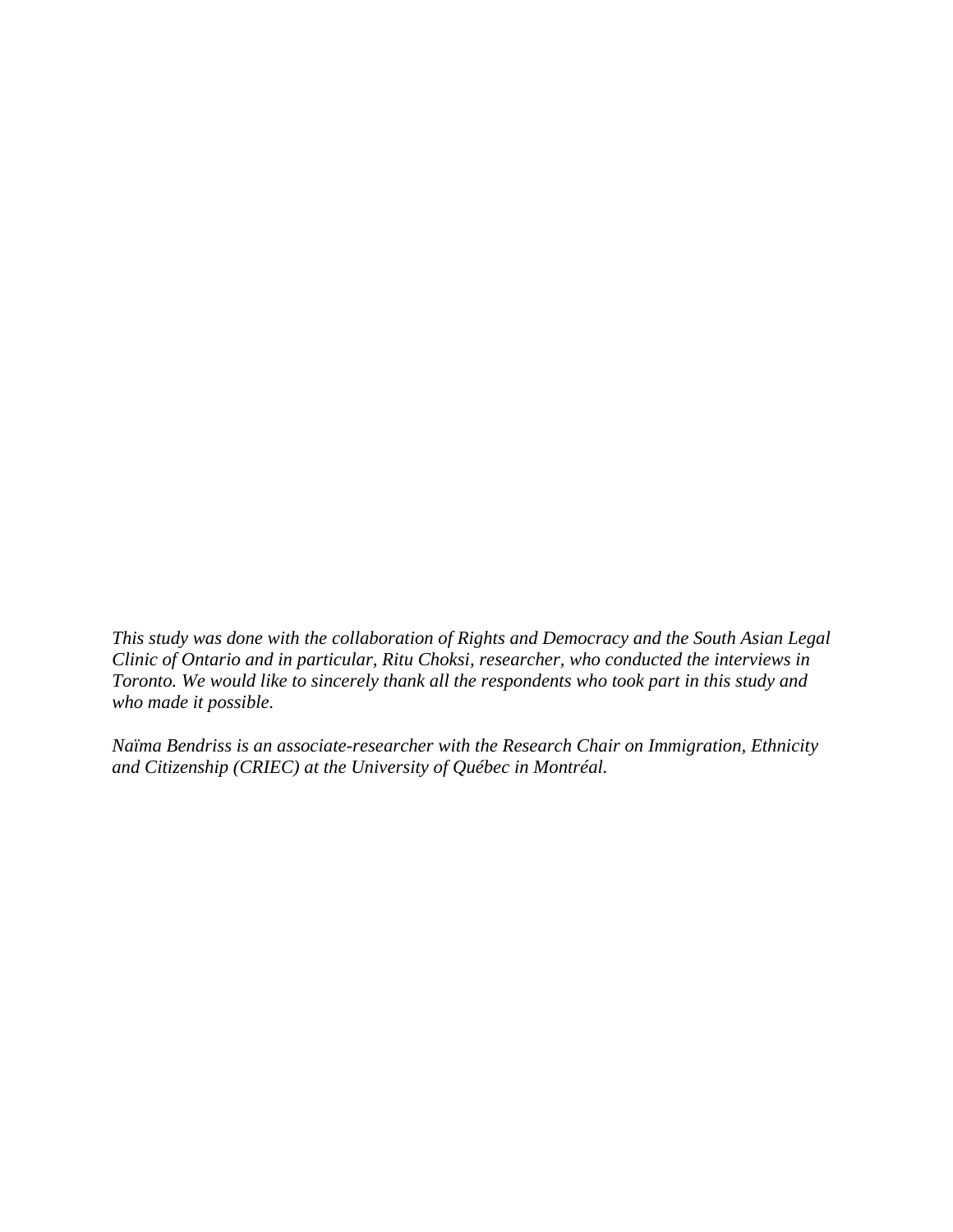*This study was done with the collaboration of Rights and Democracy and the South Asian Legal Clinic of Ontario and in particular, Ritu Choksi, researcher, who conducted the interviews in Toronto. We would like to sincerely thank all the respondents who took part in this study and who made it possible.*

*Naïma Bendriss is an associate-researcher with the Research Chair on Immigration, Ethnicity and Citizenship (CRIEC) at the University of Québec in Montréal.*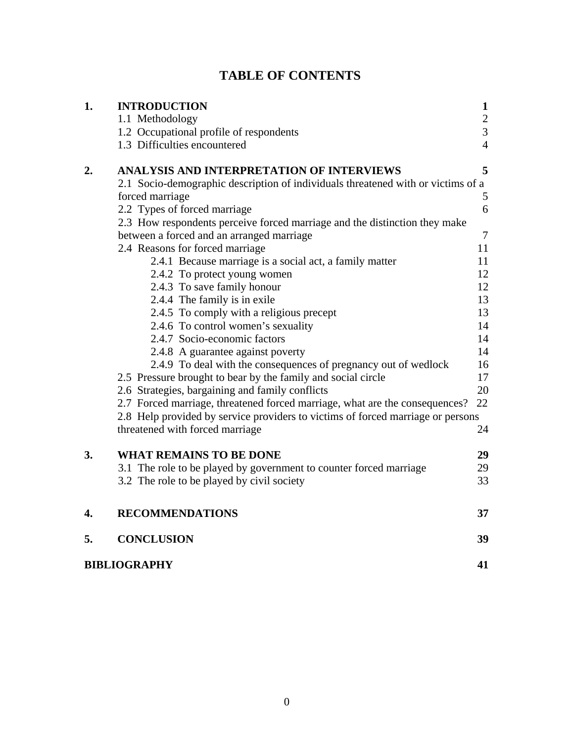# TABLE OF CONTENTS

| | | |
|---|---|---|
| **1.** | **INTRODUCTION** | **1** |
| | 1.1 Methodology | 2 |
| | 1.2 Occupational profile of respondents | 3 |
| | 1.3 Difficulties encountered | 4 |
| **2.** | **ANALYSIS AND INTERPRETATION OF INTERVIEWS** | **5** |
| | 2.1 Socio-demographic description of individuals threatened with or victims of a forced marriage | 5 |
| | 2.2 Types of forced marriage | 6 |
| | 2.3 How respondents perceive forced marriage and the distinction they make between a forced and an arranged marriage | 7 |
| | 2.4 Reasons for forced marriage | 11 |
| | 2.4.1 Because marriage is a social act, a family matter | 11 |
| | 2.4.2 To protect young women | 12 |
| | 2.4.3 To save family honour | 12 |
| | 2.4.4 The family is in exile | 13 |
| | 2.4.5 To comply with a religious precept | 13 |
| | 2.4.6 To control women's sexuality | 14 |
| | 2.4.7 Socio-economic factors | 14 |
| | 2.4.8 A guarantee against poverty | 14 |
| | 2.4.9 To deal with the consequences of pregnancy out of wedlock | 16 |
| | 2.5 Pressure brought to bear by the family and social circle | 17 |
| | 2.6 Strategies, bargaining and family conflicts | 20 |
| | 2.7 Forced marriage, threatened forced marriage, what are the consequences? | 22 |
| | 2.8 Help provided by service providers to victims of forced marriage or persons threatened with forced marriage | 24 |
| **3.** | **WHAT REMAINS TO BE DONE** | **29** |
| | 3.1 The role to be played by government to counter forced marriage | 29 |
| | 3.2 The role to be played by civil society | 33 |
| **4.** | **RECOMMENDATIONS** | **37** |
| **5.** | **CONCLUSION** | **39** |
| | **BIBLIOGRAPHY** | **41** |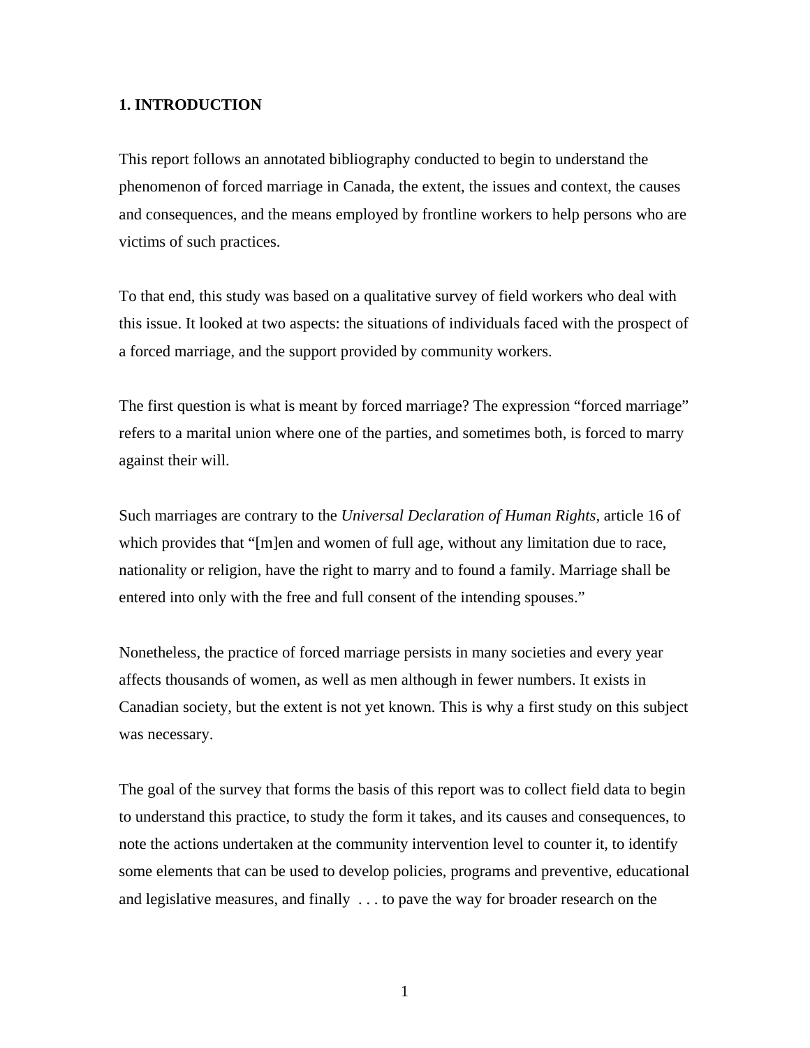# 1. INTRODUCTION

This report follows an annotated bibliography conducted to begin to understand the phenomenon of forced marriage in Canada, the extent, the issues and context, the causes and consequences, and the means employed by frontline workers to help persons who are victims of such practices.

To that end, this study was based on a qualitative survey of field workers who deal with this issue. It looked at two aspects: the situations of individuals faced with the prospect of a forced marriage, and the support provided by community workers.

The first question is what is meant by forced marriage? The expression "forced marriage" refers to a marital union where one of the parties, and sometimes both, is forced to marry against their will.

Such marriages are contrary to the *Universal Declaration of Human Rights*, article 16 of which provides that "[m]en and women of full age, without any limitation due to race, nationality or religion, have the right to marry and to found a family. Marriage shall be entered into only with the free and full consent of the intending spouses."

Nonetheless, the practice of forced marriage persists in many societies and every year affects thousands of women, as well as men although in fewer numbers. It exists in Canadian society, but the extent is not yet known. This is why a first study on this subject was necessary.

The goal of the survey that forms the basis of this report was to collect field data to begin to understand this practice, to study the form it takes, and its causes and consequences, to note the actions undertaken at the community intervention level to counter it, to identify some elements that can be used to develop policies, programs and preventive, educational and legislative measures, and finally . . . to pave the way for broader research on the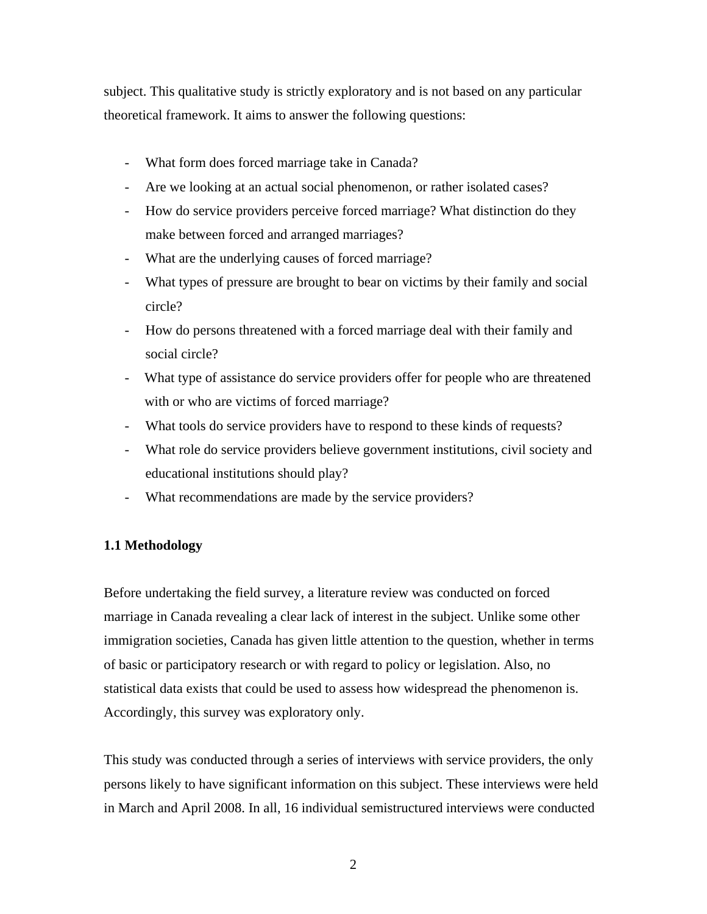subject. This qualitative study is strictly exploratory and is not based on any particular theoretical framework. It aims to answer the following questions:

- What form does forced marriage take in Canada?
- Are we looking at an actual social phenomenon, or rather isolated cases?
- How do service providers perceive forced marriage? What distinction do they make between forced and arranged marriages?
- What are the underlying causes of forced marriage?
- What types of pressure are brought to bear on victims by their family and social circle?
- How do persons threatened with a forced marriage deal with their family and social circle?
- What type of assistance do service providers offer for people who are threatened with or who are victims of forced marriage?
- What tools do service providers have to respond to these kinds of requests?
- What role do service providers believe government institutions, civil society and educational institutions should play?
- What recommendations are made by the service providers?

### 1.1 Methodology

Before undertaking the field survey, a literature review was conducted on forced marriage in Canada revealing a clear lack of interest in the subject. Unlike some other immigration societies, Canada has given little attention to the question, whether in terms of basic or participatory research or with regard to policy or legislation. Also, no statistical data exists that could be used to assess how widespread the phenomenon is. Accordingly, this survey was exploratory only.

This study was conducted through a series of interviews with service providers, the only persons likely to have significant information on this subject. These interviews were held in March and April 2008. In all, 16 individual semistructured interviews were conducted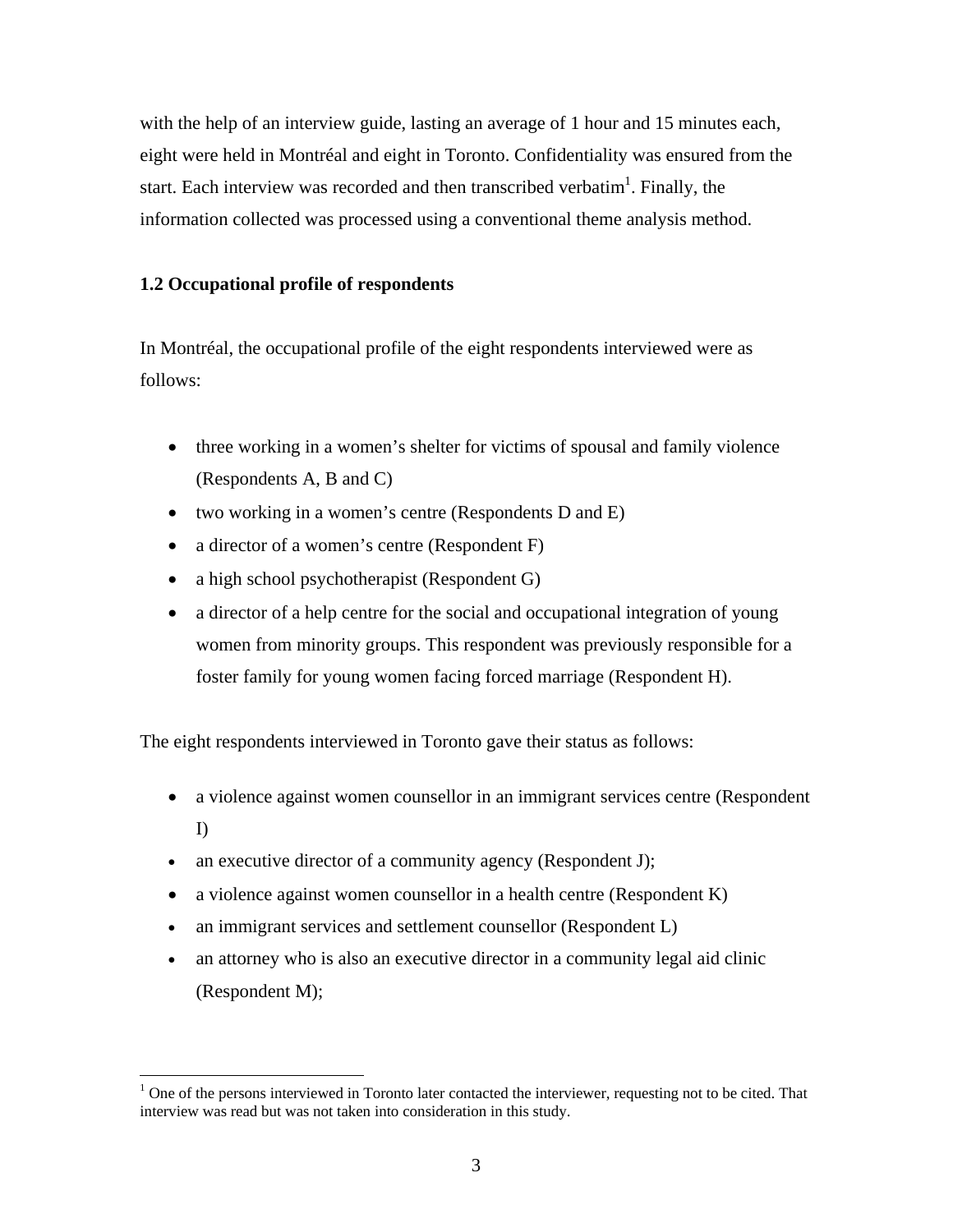with the help of an interview guide, lasting an average of 1 hour and 15 minutes each, eight were held in Montréal and eight in Toronto. Confidentiality was ensured from the start. Each interview was recorded and then transcribed verbatim[1]. Finally, the information collected was processed using a conventional theme analysis method.

### 1.2 Occupational profile of respondents

In Montréal, the occupational profile of the eight respondents interviewed were as follows:

- three working in a women's shelter for victims of spousal and family violence (Respondents A, B and C)
- two working in a women's centre (Respondents D and E)
- a director of a women's centre (Respondent F)
- a high school psychotherapist (Respondent G)
- a director of a help centre for the social and occupational integration of young women from minority groups. This respondent was previously responsible for a foster family for young women facing forced marriage (Respondent H).

The eight respondents interviewed in Toronto gave their status as follows:

- a violence against women counsellor in an immigrant services centre (Respondent I)
- an executive director of a community agency (Respondent J);
- a violence against women counsellor in a health centre (Respondent K)
- an immigrant services and settlement counsellor (Respondent L)
- an attorney who is also an executive director in a community legal aid clinic (Respondent M);

[1] One of the persons interviewed in Toronto later contacted the interviewer, requesting not to be cited. That interview was read but was not taken into consideration in this study.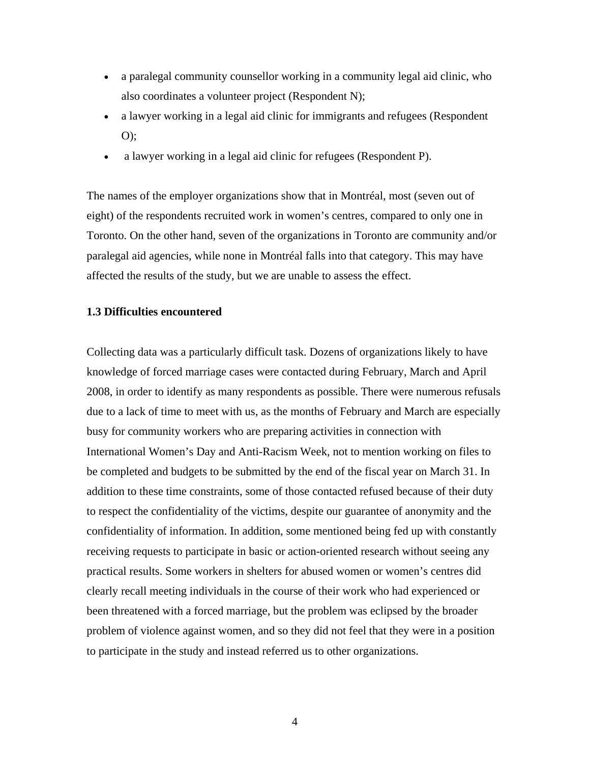- a paralegal community counsellor working in a community legal aid clinic, who also coordinates a volunteer project (Respondent N);
- a lawyer working in a legal aid clinic for immigrants and refugees (Respondent O);
- a lawyer working in a legal aid clinic for refugees (Respondent P).

The names of the employer organizations show that in Montréal, most (seven out of eight) of the respondents recruited work in women's centres, compared to only one in Toronto. On the other hand, seven of the organizations in Toronto are community and/or paralegal aid agencies, while none in Montréal falls into that category. This may have affected the results of the study, but we are unable to assess the effect.

### 1.3 Difficulties encountered

Collecting data was a particularly difficult task. Dozens of organizations likely to have knowledge of forced marriage cases were contacted during February, March and April 2008, in order to identify as many respondents as possible. There were numerous refusals due to a lack of time to meet with us, as the months of February and March are especially busy for community workers who are preparing activities in connection with International Women's Day and Anti-Racism Week, not to mention working on files to be completed and budgets to be submitted by the end of the fiscal year on March 31. In addition to these time constraints, some of those contacted refused because of their duty to respect the confidentiality of the victims, despite our guarantee of anonymity and the confidentiality of information. In addition, some mentioned being fed up with constantly receiving requests to participate in basic or action-oriented research without seeing any practical results. Some workers in shelters for abused women or women's centres did clearly recall meeting individuals in the course of their work who had experienced or been threatened with a forced marriage, but the problem was eclipsed by the broader problem of violence against women, and so they did not feel that they were in a position to participate in the study and instead referred us to other organizations.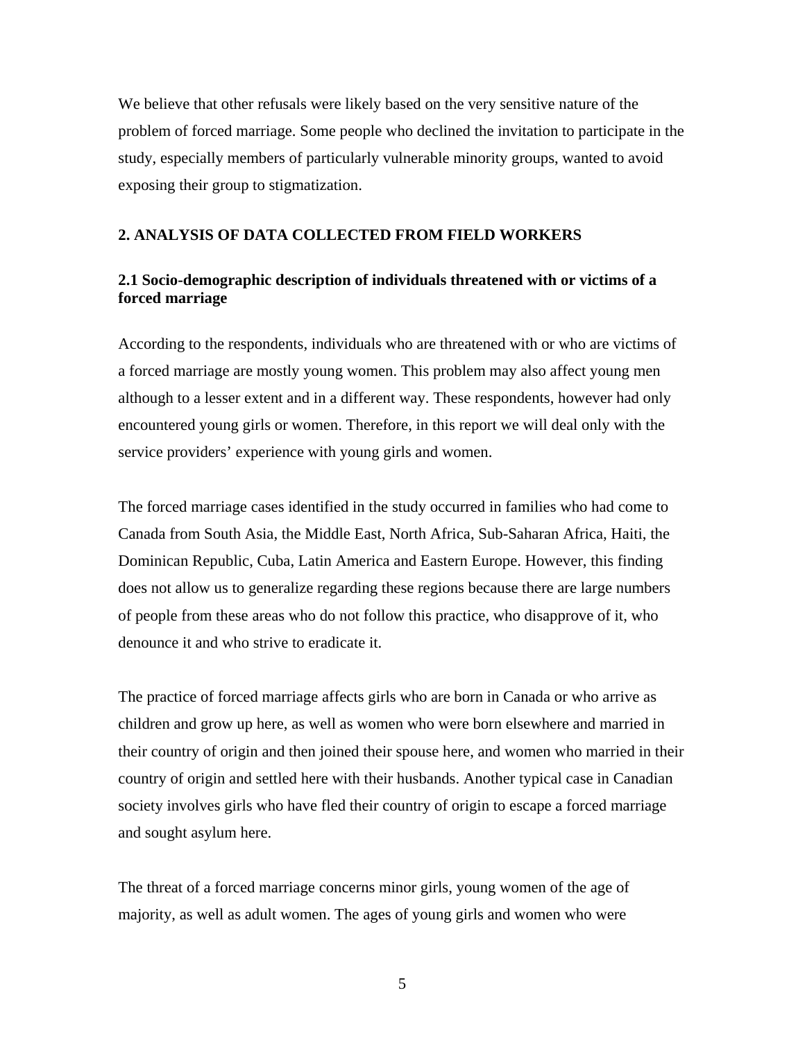We believe that other refusals were likely based on the very sensitive nature of the problem of forced marriage. Some people who declined the invitation to participate in the study, especially members of particularly vulnerable minority groups, wanted to avoid exposing their group to stigmatization.

## 2. ANALYSIS OF DATA COLLECTED FROM FIELD WORKERS

### 2.1 Socio-demographic description of individuals threatened with or victims of a forced marriage

According to the respondents, individuals who are threatened with or who are victims of a forced marriage are mostly young women. This problem may also affect young men although to a lesser extent and in a different way. These respondents, however had only encountered young girls or women. Therefore, in this report we will deal only with the service providers' experience with young girls and women.

The forced marriage cases identified in the study occurred in families who had come to Canada from South Asia, the Middle East, North Africa, Sub-Saharan Africa, Haiti, the Dominican Republic, Cuba, Latin America and Eastern Europe. However, this finding does not allow us to generalize regarding these regions because there are large numbers of people from these areas who do not follow this practice, who disapprove of it, who denounce it and who strive to eradicate it.

The practice of forced marriage affects girls who are born in Canada or who arrive as children and grow up here, as well as women who were born elsewhere and married in their country of origin and then joined their spouse here, and women who married in their country of origin and settled here with their husbands. Another typical case in Canadian society involves girls who have fled their country of origin to escape a forced marriage and sought asylum here.

The threat of a forced marriage concerns minor girls, young women of the age of majority, as well as adult women. The ages of young girls and women who were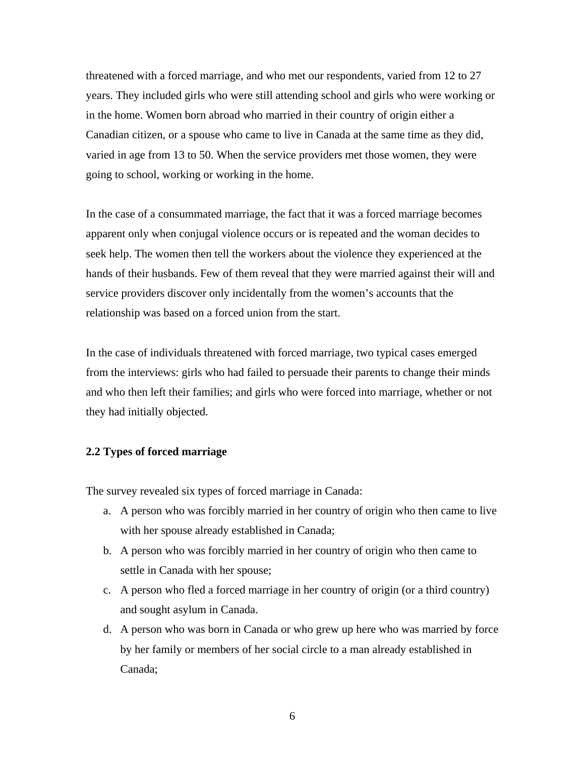threatened with a forced marriage, and who met our respondents, varied from 12 to 27 years. They included girls who were still attending school and girls who were working or in the home. Women born abroad who married in their country of origin either a Canadian citizen, or a spouse who came to live in Canada at the same time as they did, varied in age from 13 to 50. When the service providers met those women, they were going to school, working or working in the home.

In the case of a consummated marriage, the fact that it was a forced marriage becomes apparent only when conjugal violence occurs or is repeated and the woman decides to seek help. The women then tell the workers about the violence they experienced at the hands of their husbands. Few of them reveal that they were married against their will and service providers discover only incidentally from the women's accounts that the relationship was based on a forced union from the start.

In the case of individuals threatened with forced marriage, two typical cases emerged from the interviews: girls who had failed to persuade their parents to change their minds and who then left their families; and girls who were forced into marriage, whether or not they had initially objected.

### 2.2 Types of forced marriage

The survey revealed six types of forced marriage in Canada:

a. A person who was forcibly married in her country of origin who then came to live with her spouse already established in Canada;
b. A person who was forcibly married in her country of origin who then came to settle in Canada with her spouse;
c. A person who fled a forced marriage in her country of origin (or a third country) and sought asylum in Canada.
d. A person who was born in Canada or who grew up here who was married by force by her family or members of her social circle to a man already established in Canada;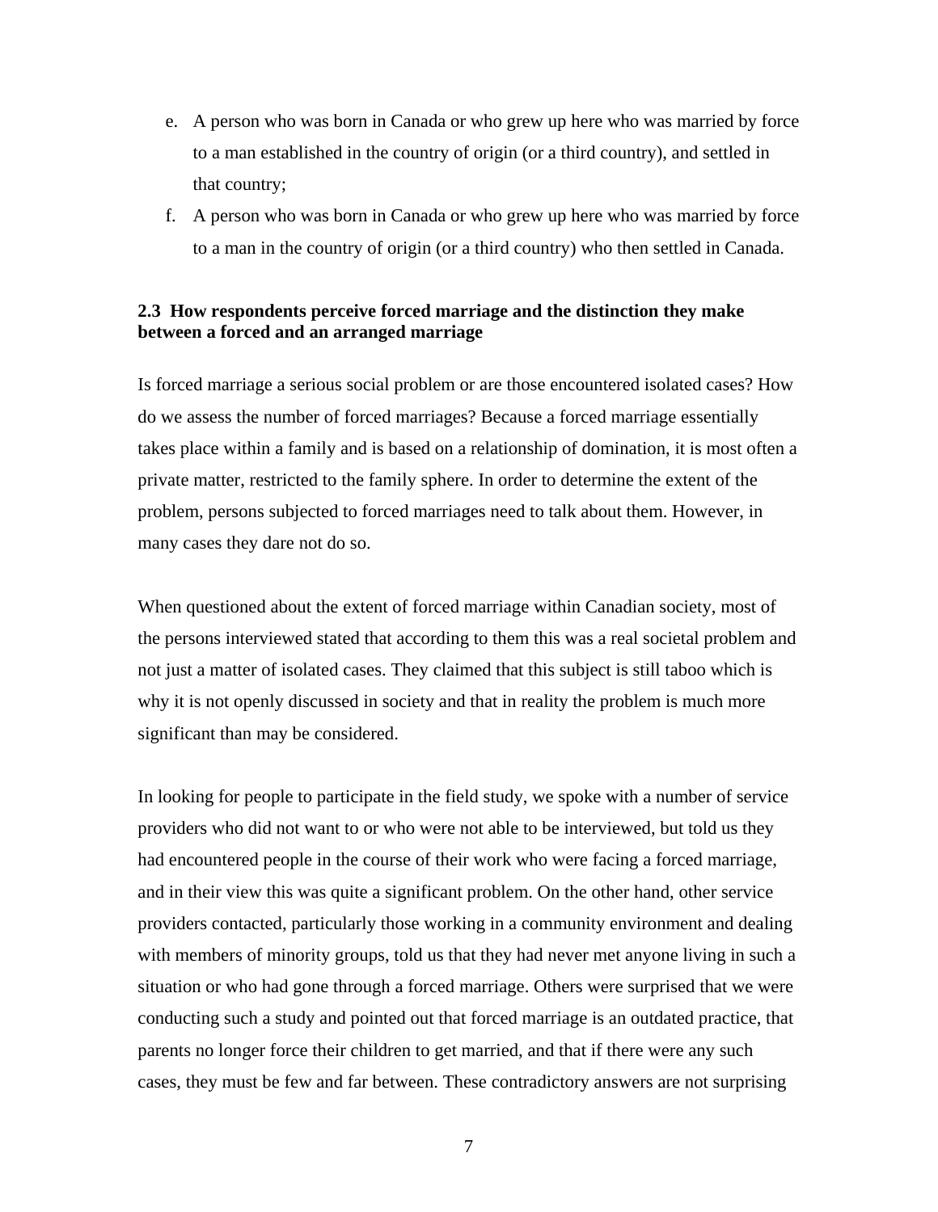e. A person who was born in Canada or who grew up here who was married by force to a man established in the country of origin (or a third country), and settled in that country;

f. A person who was born in Canada or who grew up here who was married by force to a man in the country of origin (or a third country) who then settled in Canada.

### 2.3 How respondents perceive forced marriage and the distinction they make between a forced and an arranged marriage

Is forced marriage a serious social problem or are those encountered isolated cases? How do we assess the number of forced marriages? Because a forced marriage essentially takes place within a family and is based on a relationship of domination, it is most often a private matter, restricted to the family sphere. In order to determine the extent of the problem, persons subjected to forced marriages need to talk about them. However, in many cases they dare not do so.

When questioned about the extent of forced marriage within Canadian society, most of the persons interviewed stated that according to them this was a real societal problem and not just a matter of isolated cases. They claimed that this subject is still taboo which is why it is not openly discussed in society and that in reality the problem is much more significant than may be considered.

In looking for people to participate in the field study, we spoke with a number of service providers who did not want to or who were not able to be interviewed, but told us they had encountered people in the course of their work who were facing a forced marriage, and in their view this was quite a significant problem. On the other hand, other service providers contacted, particularly those working in a community environment and dealing with members of minority groups, told us that they had never met anyone living in such a situation or who had gone through a forced marriage. Others were surprised that we were conducting such a study and pointed out that forced marriage is an outdated practice, that parents no longer force their children to get married, and that if there were any such cases, they must be few and far between. These contradictory answers are not surprising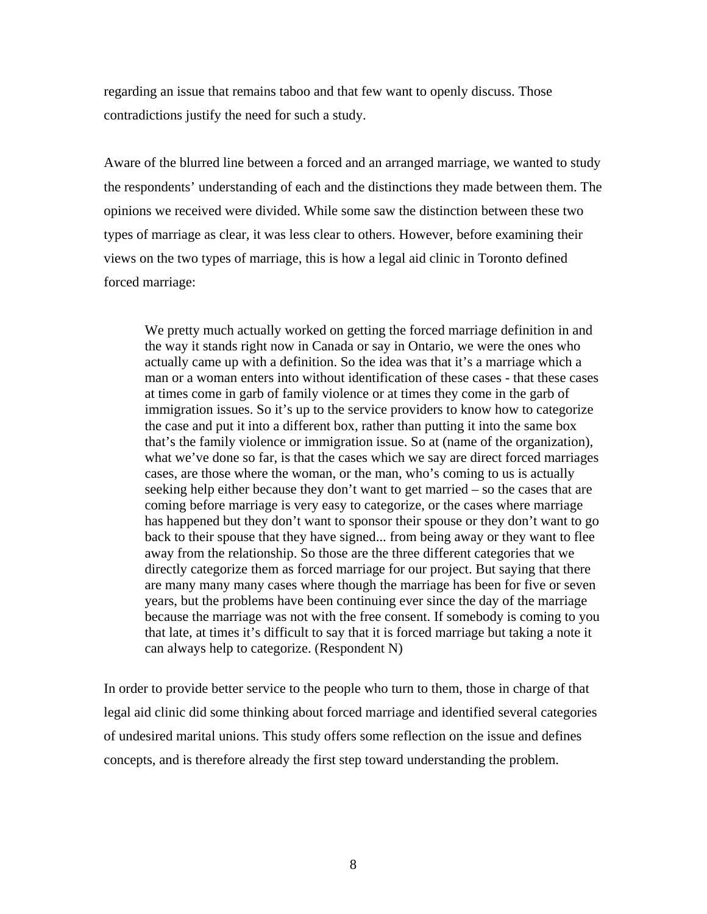regarding an issue that remains taboo and that few want to openly discuss. Those contradictions justify the need for such a study.

Aware of the blurred line between a forced and an arranged marriage, we wanted to study the respondents' understanding of each and the distinctions they made between them. The opinions we received were divided. While some saw the distinction between these two types of marriage as clear, it was less clear to others. However, before examining their views on the two types of marriage, this is how a legal aid clinic in Toronto defined forced marriage:

> We pretty much actually worked on getting the forced marriage definition in and the way it stands right now in Canada or say in Ontario, we were the ones who actually came up with a definition. So the idea was that it's a marriage which a man or a woman enters into without identification of these cases - that these cases at times come in garb of family violence or at times they come in the garb of immigration issues. So it's up to the service providers to know how to categorize the case and put it into a different box, rather than putting it into the same box that's the family violence or immigration issue. So at (name of the organization), what we've done so far, is that the cases which we say are direct forced marriages cases, are those where the woman, or the man, who's coming to us is actually seeking help either because they don't want to get married – so the cases that are coming before marriage is very easy to categorize, or the cases where marriage has happened but they don't want to sponsor their spouse or they don't want to go back to their spouse that they have signed... from being away or they want to flee away from the relationship. So those are the three different categories that we directly categorize them as forced marriage for our project. But saying that there are many many many cases where though the marriage has been for five or seven years, but the problems have been continuing ever since the day of the marriage because the marriage was not with the free consent. If somebody is coming to you that late, at times it's difficult to say that it is forced marriage but taking a note it can always help to categorize. (Respondent N)

In order to provide better service to the people who turn to them, those in charge of that legal aid clinic did some thinking about forced marriage and identified several categories of undesired marital unions. This study offers some reflection on the issue and defines concepts, and is therefore already the first step toward understanding the problem.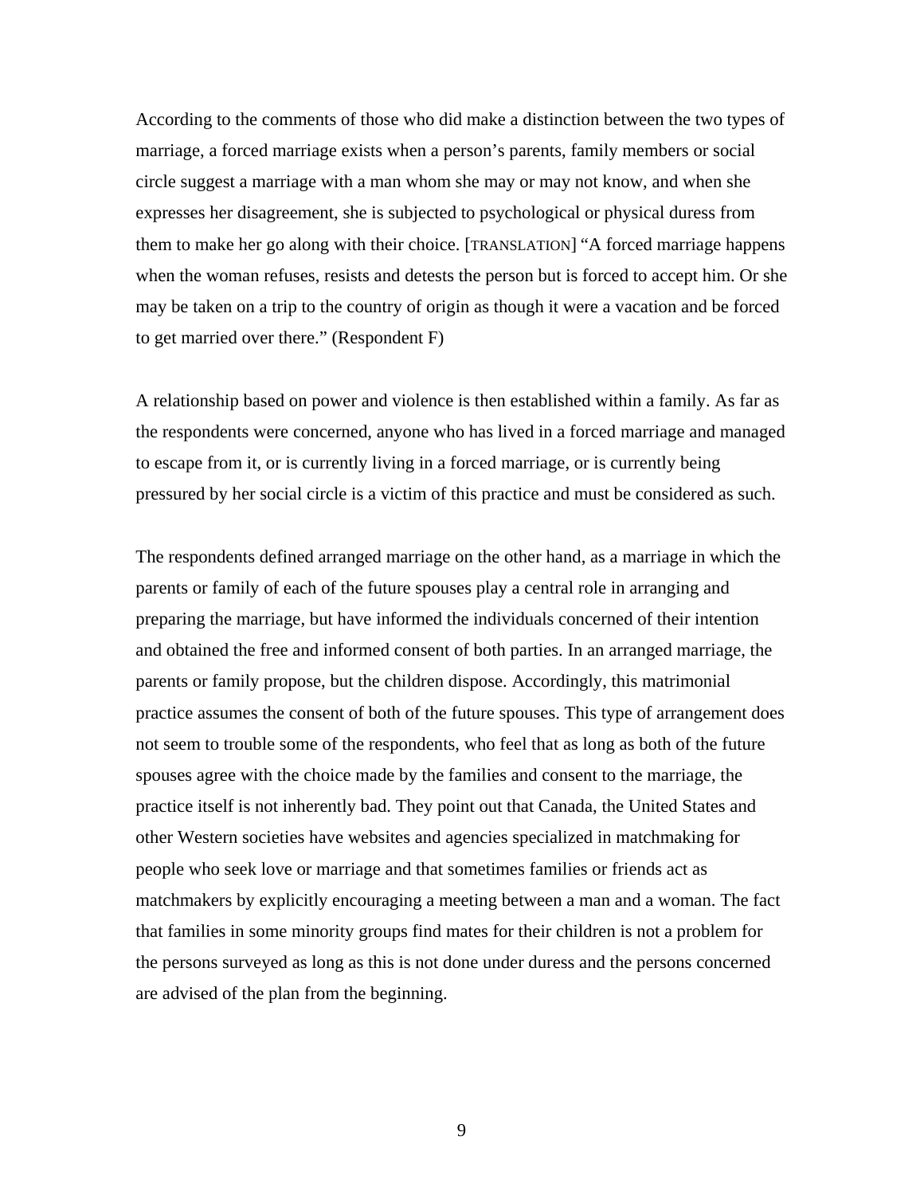According to the comments of those who did make a distinction between the two types of marriage, a forced marriage exists when a person's parents, family members or social circle suggest a marriage with a man whom she may or may not know, and when she expresses her disagreement, she is subjected to psychological or physical duress from them to make her go along with their choice. [TRANSLATION] "A forced marriage happens when the woman refuses, resists and detests the person but is forced to accept him. Or she may be taken on a trip to the country of origin as though it were a vacation and be forced to get married over there." (Respondent F)

A relationship based on power and violence is then established within a family. As far as the respondents were concerned, anyone who has lived in a forced marriage and managed to escape from it, or is currently living in a forced marriage, or is currently being pressured by her social circle is a victim of this practice and must be considered as such.

The respondents defined arranged marriage on the other hand, as a marriage in which the parents or family of each of the future spouses play a central role in arranging and preparing the marriage, but have informed the individuals concerned of their intention and obtained the free and informed consent of both parties. In an arranged marriage, the parents or family propose, but the children dispose. Accordingly, this matrimonial practice assumes the consent of both of the future spouses. This type of arrangement does not seem to trouble some of the respondents, who feel that as long as both of the future spouses agree with the choice made by the families and consent to the marriage, the practice itself is not inherently bad. They point out that Canada, the United States and other Western societies have websites and agencies specialized in matchmaking for people who seek love or marriage and that sometimes families or friends act as matchmakers by explicitly encouraging a meeting between a man and a woman. The fact that families in some minority groups find mates for their children is not a problem for the persons surveyed as long as this is not done under duress and the persons concerned are advised of the plan from the beginning.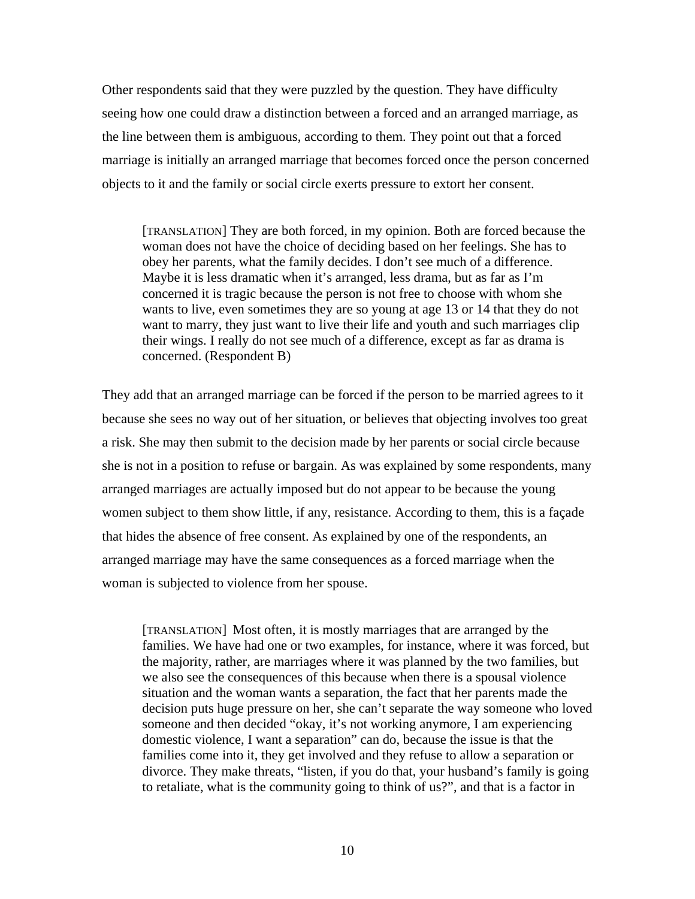Other respondents said that they were puzzled by the question. They have difficulty seeing how one could draw a distinction between a forced and an arranged marriage, as the line between them is ambiguous, according to them. They point out that a forced marriage is initially an arranged marriage that becomes forced once the person concerned objects to it and the family or social circle exerts pressure to extort her consent.

> [TRANSLATION] They are both forced, in my opinion. Both are forced because the woman does not have the choice of deciding based on her feelings. She has to obey her parents, what the family decides. I don't see much of a difference. Maybe it is less dramatic when it's arranged, less drama, but as far as I'm concerned it is tragic because the person is not free to choose with whom she wants to live, even sometimes they are so young at age 13 or 14 that they do not want to marry, they just want to live their life and youth and such marriages clip their wings. I really do not see much of a difference, except as far as drama is concerned. (Respondent B)

They add that an arranged marriage can be forced if the person to be married agrees to it because she sees no way out of her situation, or believes that objecting involves too great a risk. She may then submit to the decision made by her parents or social circle because she is not in a position to refuse or bargain. As was explained by some respondents, many arranged marriages are actually imposed but do not appear to be because the young women subject to them show little, if any, resistance. According to them, this is a façade that hides the absence of free consent. As explained by one of the respondents, an arranged marriage may have the same consequences as a forced marriage when the woman is subjected to violence from her spouse.

> [TRANSLATION] Most often, it is mostly marriages that are arranged by the families. We have had one or two examples, for instance, where it was forced, but the majority, rather, are marriages where it was planned by the two families, but we also see the consequences of this because when there is a spousal violence situation and the woman wants a separation, the fact that her parents made the decision puts huge pressure on her, she can't separate the way someone who loved someone and then decided "okay, it's not working anymore, I am experiencing domestic violence, I want a separation" can do, because the issue is that the families come into it, they get involved and they refuse to allow a separation or divorce. They make threats, "listen, if you do that, your husband's family is going to retaliate, what is the community going to think of us?", and that is a factor in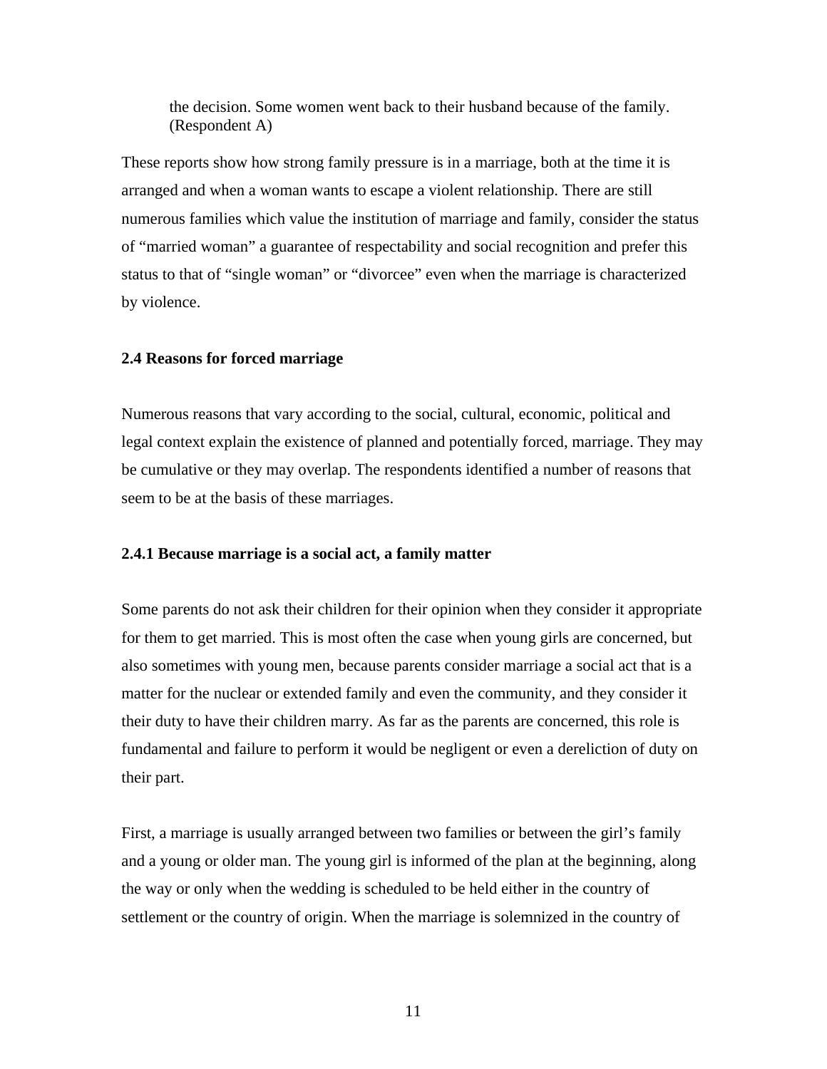> the decision. Some women went back to their husband because of the family. (Respondent A)

These reports show how strong family pressure is in a marriage, both at the time it is arranged and when a woman wants to escape a violent relationship. There are still numerous families which value the institution of marriage and family, consider the status of “married woman” a guarantee of respectability and social recognition and prefer this status to that of “single woman” or “divorcee” even when the marriage is characterized by violence.

### 2.4 Reasons for forced marriage

Numerous reasons that vary according to the social, cultural, economic, political and legal context explain the existence of planned and potentially forced, marriage. They may be cumulative or they may overlap. The respondents identified a number of reasons that seem to be at the basis of these marriages.

#### 2.4.1 Because marriage is a social act, a family matter

Some parents do not ask their children for their opinion when they consider it appropriate for them to get married. This is most often the case when young girls are concerned, but also sometimes with young men, because parents consider marriage a social act that is a matter for the nuclear or extended family and even the community, and they consider it their duty to have their children marry. As far as the parents are concerned, this role is fundamental and failure to perform it would be negligent or even a dereliction of duty on their part.

First, a marriage is usually arranged between two families or between the girl’s family and a young or older man. The young girl is informed of the plan at the beginning, along the way or only when the wedding is scheduled to be held either in the country of settlement or the country of origin. When the marriage is solemnized in the country of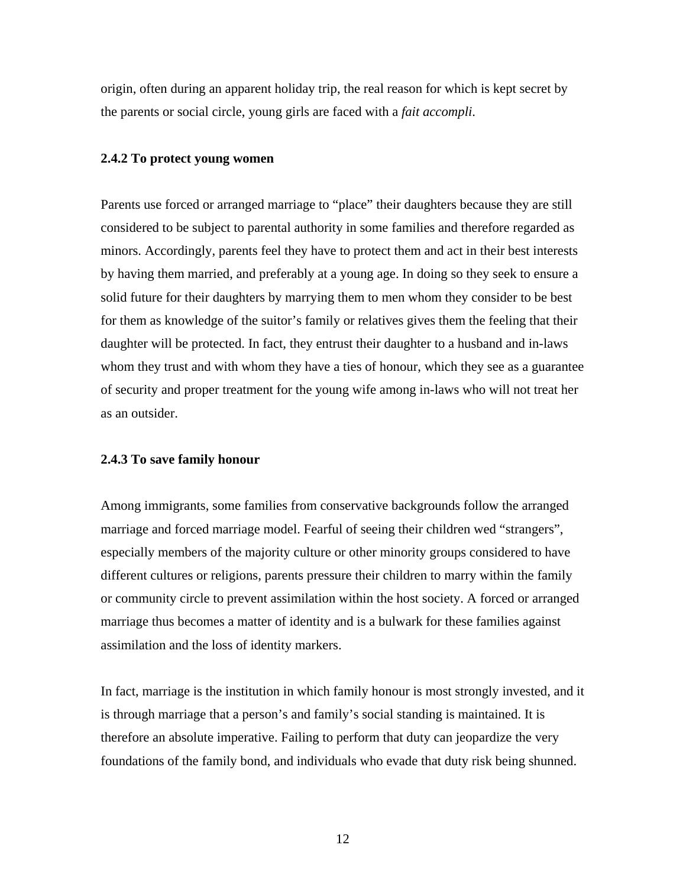origin, often during an apparent holiday trip, the real reason for which is kept secret by the parents or social circle, young girls are faced with a *fait accompli*.

### 2.4.2 To protect young women

Parents use forced or arranged marriage to “place” their daughters because they are still considered to be subject to parental authority in some families and therefore regarded as minors. Accordingly, parents feel they have to protect them and act in their best interests by having them married, and preferably at a young age. In doing so they seek to ensure a solid future for their daughters by marrying them to men whom they consider to be best for them as knowledge of the suitor’s family or relatives gives them the feeling that their daughter will be protected. In fact, they entrust their daughter to a husband and in-laws whom they trust and with whom they have a ties of honour, which they see as a guarantee of security and proper treatment for the young wife among in-laws who will not treat her as an outsider.

### 2.4.3 To save family honour

Among immigrants, some families from conservative backgrounds follow the arranged marriage and forced marriage model. Fearful of seeing their children wed “strangers”, especially members of the majority culture or other minority groups considered to have different cultures or religions, parents pressure their children to marry within the family or community circle to prevent assimilation within the host society. A forced or arranged marriage thus becomes a matter of identity and is a bulwark for these families against assimilation and the loss of identity markers.

In fact, marriage is the institution in which family honour is most strongly invested, and it is through marriage that a person’s and family’s social standing is maintained. It is therefore an absolute imperative. Failing to perform that duty can jeopardize the very foundations of the family bond, and individuals who evade that duty risk being shunned.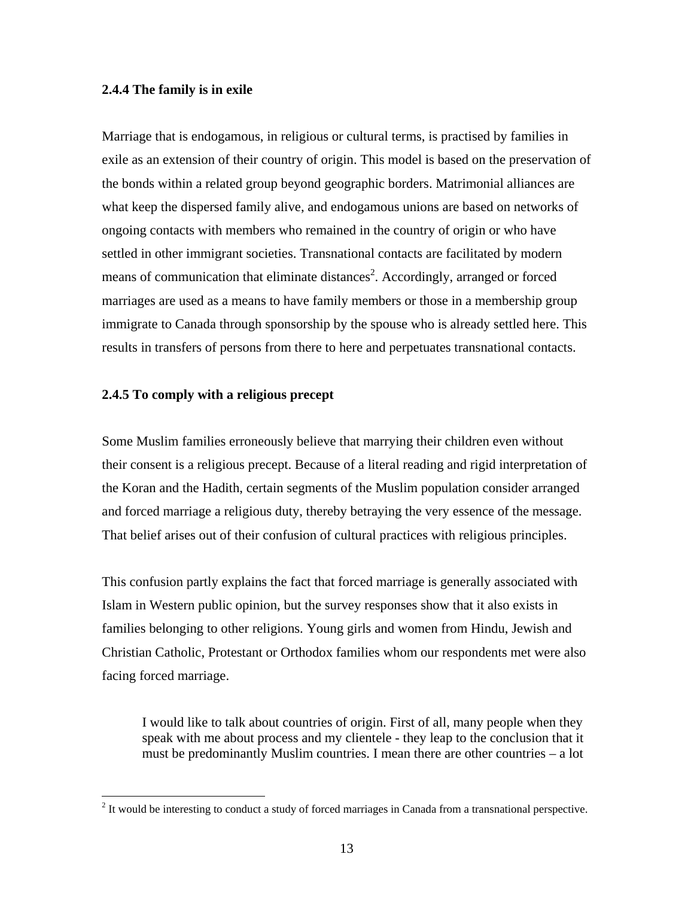### 2.4.4 The family is in exile

Marriage that is endogamous, in religious or cultural terms, is practised by families in exile as an extension of their country of origin. This model is based on the preservation of the bonds within a related group beyond geographic borders. Matrimonial alliances are what keep the dispersed family alive, and endogamous unions are based on networks of ongoing contacts with members who remained in the country of origin or who have settled in other immigrant societies. Transnational contacts are facilitated by modern means of communication that eliminate distances[2]. Accordingly, arranged or forced marriages are used as a means to have family members or those in a membership group immigrate to Canada through sponsorship by the spouse who is already settled here. This results in transfers of persons from there to here and perpetuates transnational contacts.

### 2.4.5 To comply with a religious precept

Some Muslim families erroneously believe that marrying their children even without their consent is a religious precept. Because of a literal reading and rigid interpretation of the Koran and the Hadith, certain segments of the Muslim population consider arranged and forced marriage a religious duty, thereby betraying the very essence of the message. That belief arises out of their confusion of cultural practices with religious principles.

This confusion partly explains the fact that forced marriage is generally associated with Islam in Western public opinion, but the survey responses show that it also exists in families belonging to other religions. Young girls and women from Hindu, Jewish and Christian Catholic, Protestant or Orthodox families whom our respondents met were also facing forced marriage.

> I would like to talk about countries of origin. First of all, many people when they speak with me about process and my clientele - they leap to the conclusion that it must be predominantly Muslim countries. I mean there are other countries – a lot

[2] It would be interesting to conduct a study of forced marriages in Canada from a transnational perspective.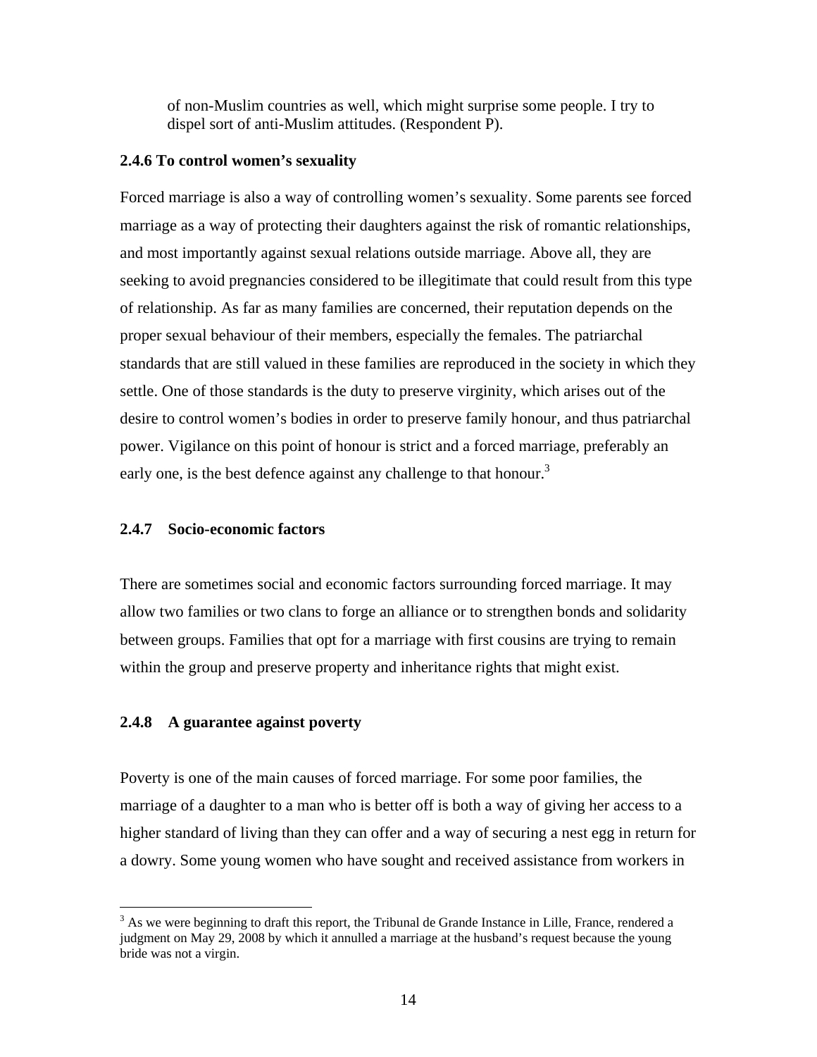> of non-Muslim countries as well, which might surprise some people. I try to dispel sort of anti-Muslim attitudes. (Respondent P).

### 2.4.6 To control women's sexuality

Forced marriage is also a way of controlling women's sexuality. Some parents see forced marriage as a way of protecting their daughters against the risk of romantic relationships, and most importantly against sexual relations outside marriage. Above all, they are seeking to avoid pregnancies considered to be illegitimate that could result from this type of relationship. As far as many families are concerned, their reputation depends on the proper sexual behaviour of their members, especially the females. The patriarchal standards that are still valued in these families are reproduced in the society in which they settle. One of those standards is the duty to preserve virginity, which arises out of the desire to control women's bodies in order to preserve family honour, and thus patriarchal power. Vigilance on this point of honour is strict and a forced marriage, preferably an early one, is the best defence against any challenge to that honour.[3]

### 2.4.7 Socio-economic factors

There are sometimes social and economic factors surrounding forced marriage. It may allow two families or two clans to forge an alliance or to strengthen bonds and solidarity between groups. Families that opt for a marriage with first cousins are trying to remain within the group and preserve property and inheritance rights that might exist.

### 2.4.8 A guarantee against poverty

Poverty is one of the main causes of forced marriage. For some poor families, the marriage of a daughter to a man who is better off is both a way of giving her access to a higher standard of living than they can offer and a way of securing a nest egg in return for a dowry. Some young women who have sought and received assistance from workers in

---

[3] As we were beginning to draft this report, the Tribunal de Grande Instance in Lille, France, rendered a judgment on May 29, 2008 by which it annulled a marriage at the husband's request because the young bride was not a virgin.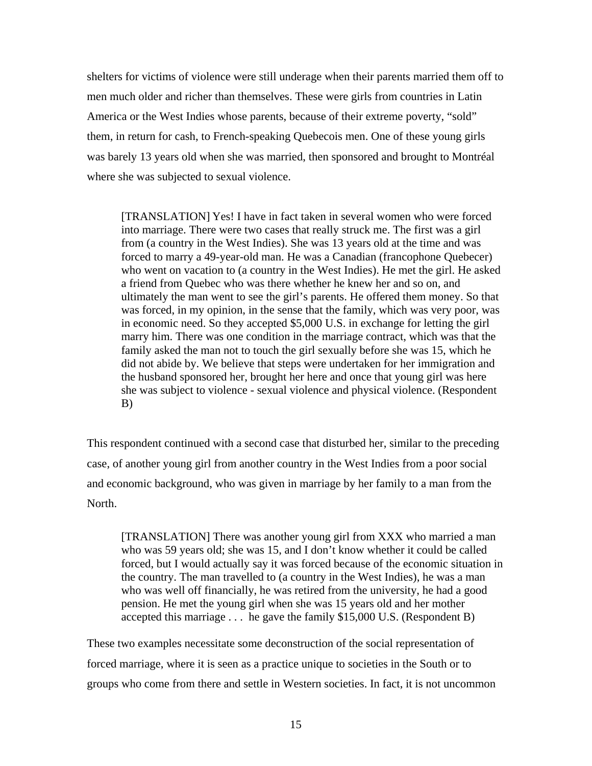shelters for victims of violence were still underage when their parents married them off to men much older and richer than themselves. These were girls from countries in Latin America or the West Indies whose parents, because of their extreme poverty, "sold" them, in return for cash, to French-speaking Quebecois men. One of these young girls was barely 13 years old when she was married, then sponsored and brought to Montréal where she was subjected to sexual violence.

> [TRANSLATION] Yes! I have in fact taken in several women who were forced into marriage. There were two cases that really struck me. The first was a girl from (a country in the West Indies). She was 13 years old at the time and was forced to marry a 49-year-old man. He was a Canadian (francophone Quebecer) who went on vacation to (a country in the West Indies). He met the girl. He asked a friend from Quebec who was there whether he knew her and so on, and ultimately the man went to see the girl's parents. He offered them money. So that was forced, in my opinion, in the sense that the family, which was very poor, was in economic need. So they accepted $5,000 U.S. in exchange for letting the girl marry him. There was one condition in the marriage contract, which was that the family asked the man not to touch the girl sexually before she was 15, which he did not abide by. We believe that steps were undertaken for her immigration and the husband sponsored her, brought her here and once that young girl was here she was subject to violence - sexual violence and physical violence. (Respondent B)

This respondent continued with a second case that disturbed her, similar to the preceding case, of another young girl from another country in the West Indies from a poor social and economic background, who was given in marriage by her family to a man from the North.

> [TRANSLATION] There was another young girl from XXX who married a man who was 59 years old; she was 15, and I don't know whether it could be called forced, but I would actually say it was forced because of the economic situation in the country. The man travelled to (a country in the West Indies), he was a man who was well off financially, he was retired from the university, he had a good pension. He met the young girl when she was 15 years old and her mother accepted this marriage . . . he gave the family $15,000 U.S. (Respondent B)

These two examples necessitate some deconstruction of the social representation of forced marriage, where it is seen as a practice unique to societies in the South or to groups who come from there and settle in Western societies. In fact, it is not uncommon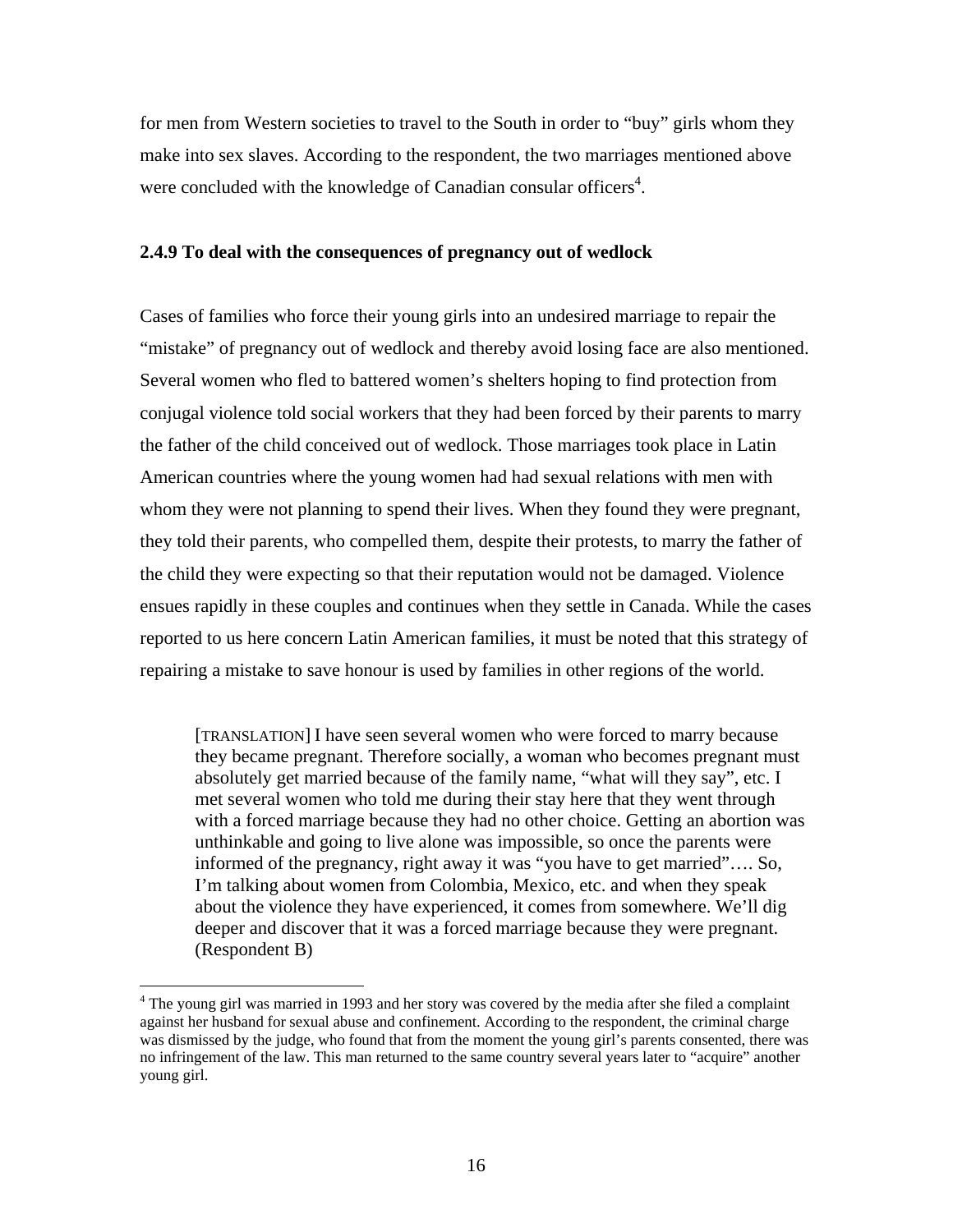for men from Western societies to travel to the South in order to "buy" girls whom they make into sex slaves. According to the respondent, the two marriages mentioned above were concluded with the knowledge of Canadian consular officers[4].

### 2.4.9 To deal with the consequences of pregnancy out of wedlock

Cases of families who force their young girls into an undesired marriage to repair the "mistake" of pregnancy out of wedlock and thereby avoid losing face are also mentioned. Several women who fled to battered women's shelters hoping to find protection from conjugal violence told social workers that they had been forced by their parents to marry the father of the child conceived out of wedlock. Those marriages took place in Latin American countries where the young women had had sexual relations with men with whom they were not planning to spend their lives. When they found they were pregnant, they told their parents, who compelled them, despite their protests, to marry the father of the child they were expecting so that their reputation would not be damaged. Violence ensues rapidly in these couples and continues when they settle in Canada. While the cases reported to us here concern Latin American families, it must be noted that this strategy of repairing a mistake to save honour is used by families in other regions of the world.

> [TRANSLATION] I have seen several women who were forced to marry because they became pregnant. Therefore socially, a woman who becomes pregnant must absolutely get married because of the family name, "what will they say", etc. I met several women who told me during their stay here that they went through with a forced marriage because they had no other choice. Getting an abortion was unthinkable and going to live alone was impossible, so once the parents were informed of the pregnancy, right away it was "you have to get married"…. So, I'm talking about women from Colombia, Mexico, etc. and when they speak about the violence they have experienced, it comes from somewhere. We'll dig deeper and discover that it was a forced marriage because they were pregnant. (Respondent B)

---

[4] The young girl was married in 1993 and her story was covered by the media after she filed a complaint against her husband for sexual abuse and confinement. According to the respondent, the criminal charge was dismissed by the judge, who found that from the moment the young girl's parents consented, there was no infringement of the law. This man returned to the same country several years later to "acquire" another young girl.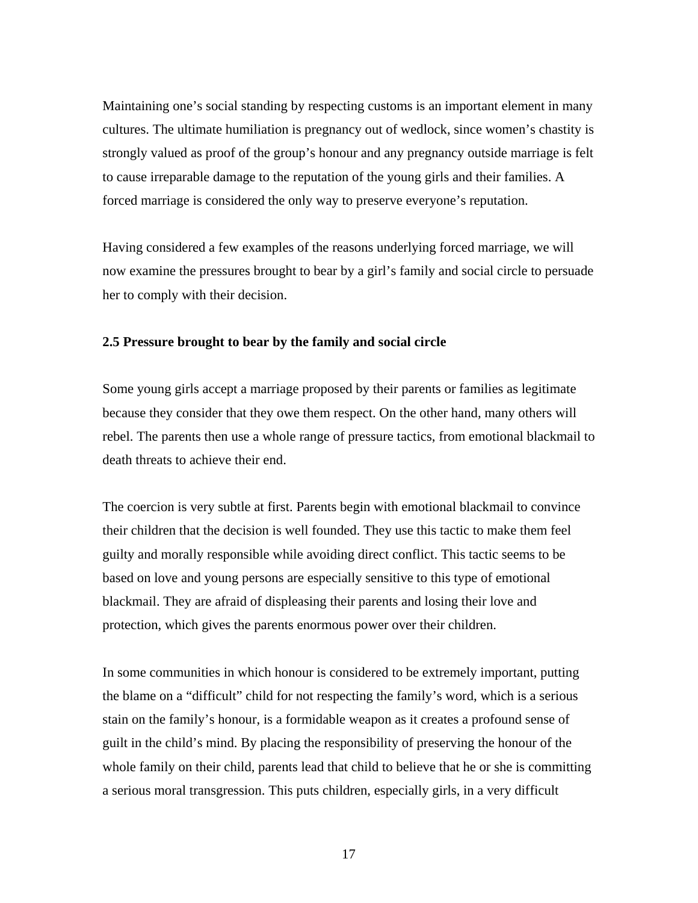Maintaining one’s social standing by respecting customs is an important element in many cultures. The ultimate humiliation is pregnancy out of wedlock, since women’s chastity is strongly valued as proof of the group’s honour and any pregnancy outside marriage is felt to cause irreparable damage to the reputation of the young girls and their families. A forced marriage is considered the only way to preserve everyone’s reputation.

Having considered a few examples of the reasons underlying forced marriage, we will now examine the pressures brought to bear by a girl’s family and social circle to persuade her to comply with their decision.

### 2.5 Pressure brought to bear by the family and social circle

Some young girls accept a marriage proposed by their parents or families as legitimate because they consider that they owe them respect. On the other hand, many others will rebel. The parents then use a whole range of pressure tactics, from emotional blackmail to death threats to achieve their end.

The coercion is very subtle at first. Parents begin with emotional blackmail to convince their children that the decision is well founded. They use this tactic to make them feel guilty and morally responsible while avoiding direct conflict. This tactic seems to be based on love and young persons are especially sensitive to this type of emotional blackmail. They are afraid of displeasing their parents and losing their love and protection, which gives the parents enormous power over their children.

In some communities in which honour is considered to be extremely important, putting the blame on a “difficult” child for not respecting the family’s word, which is a serious stain on the family’s honour, is a formidable weapon as it creates a profound sense of guilt in the child’s mind. By placing the responsibility of preserving the honour of the whole family on their child, parents lead that child to believe that he or she is committing a serious moral transgression. This puts children, especially girls, in a very difficult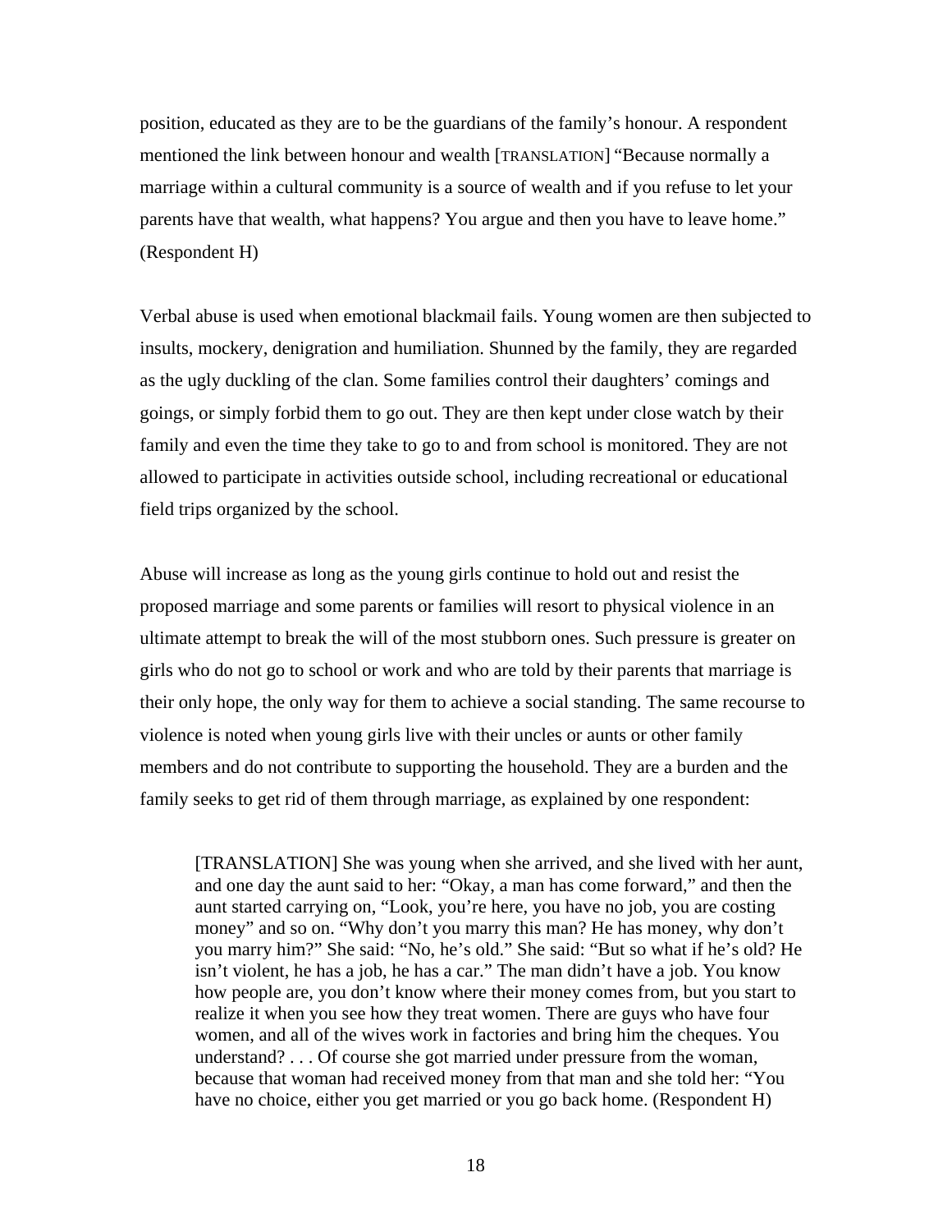position, educated as they are to be the guardians of the family's honour. A respondent mentioned the link between honour and wealth [TRANSLATION] "Because normally a marriage within a cultural community is a source of wealth and if you refuse to let your parents have that wealth, what happens? You argue and then you have to leave home." (Respondent H)

Verbal abuse is used when emotional blackmail fails. Young women are then subjected to insults, mockery, denigration and humiliation. Shunned by the family, they are regarded as the ugly duckling of the clan. Some families control their daughters' comings and goings, or simply forbid them to go out. They are then kept under close watch by their family and even the time they take to go to and from school is monitored. They are not allowed to participate in activities outside school, including recreational or educational field trips organized by the school.

Abuse will increase as long as the young girls continue to hold out and resist the proposed marriage and some parents or families will resort to physical violence in an ultimate attempt to break the will of the most stubborn ones. Such pressure is greater on girls who do not go to school or work and who are told by their parents that marriage is their only hope, the only way for them to achieve a social standing. The same recourse to violence is noted when young girls live with their uncles or aunts or other family members and do not contribute to supporting the household. They are a burden and the family seeks to get rid of them through marriage, as explained by one respondent:

> [TRANSLATION] She was young when she arrived, and she lived with her aunt, and one day the aunt said to her: "Okay, a man has come forward," and then the aunt started carrying on, "Look, you're here, you have no job, you are costing money" and so on. "Why don't you marry this man? He has money, why don't you marry him?" She said: "No, he's old." She said: "But so what if he's old? He isn't violent, he has a job, he has a car." The man didn't have a job. You know how people are, you don't know where their money comes from, but you start to realize it when you see how they treat women. There are guys who have four women, and all of the wives work in factories and bring him the cheques. You understand? . . . Of course she got married under pressure from the woman, because that woman had received money from that man and she told her: "You have no choice, either you get married or you go back home. (Respondent H)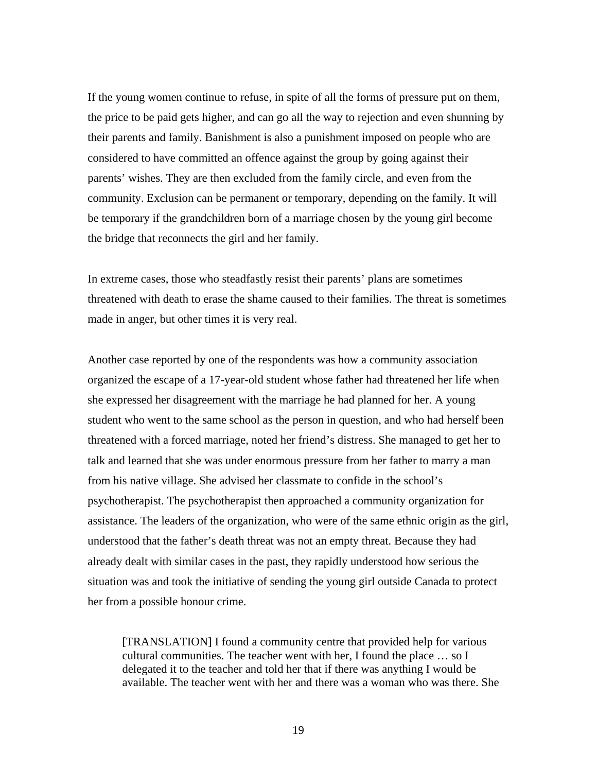If the young women continue to refuse, in spite of all the forms of pressure put on them, the price to be paid gets higher, and can go all the way to rejection and even shunning by their parents and family. Banishment is also a punishment imposed on people who are considered to have committed an offence against the group by going against their parents' wishes. They are then excluded from the family circle, and even from the community. Exclusion can be permanent or temporary, depending on the family. It will be temporary if the grandchildren born of a marriage chosen by the young girl become the bridge that reconnects the girl and her family.

In extreme cases, those who steadfastly resist their parents' plans are sometimes threatened with death to erase the shame caused to their families. The threat is sometimes made in anger, but other times it is very real.

Another case reported by one of the respondents was how a community association organized the escape of a 17-year-old student whose father had threatened her life when she expressed her disagreement with the marriage he had planned for her. A young student who went to the same school as the person in question, and who had herself been threatened with a forced marriage, noted her friend's distress. She managed to get her to talk and learned that she was under enormous pressure from her father to marry a man from his native village. She advised her classmate to confide in the school's psychotherapist. The psychotherapist then approached a community organization for assistance. The leaders of the organization, who were of the same ethnic origin as the girl, understood that the father's death threat was not an empty threat. Because they had already dealt with similar cases in the past, they rapidly understood how serious the situation was and took the initiative of sending the young girl outside Canada to protect her from a possible honour crime.

> [TRANSLATION] I found a community centre that provided help for various cultural communities. The teacher went with her, I found the place … so I delegated it to the teacher and told her that if there was anything I would be available. The teacher went with her and there was a woman who was there. She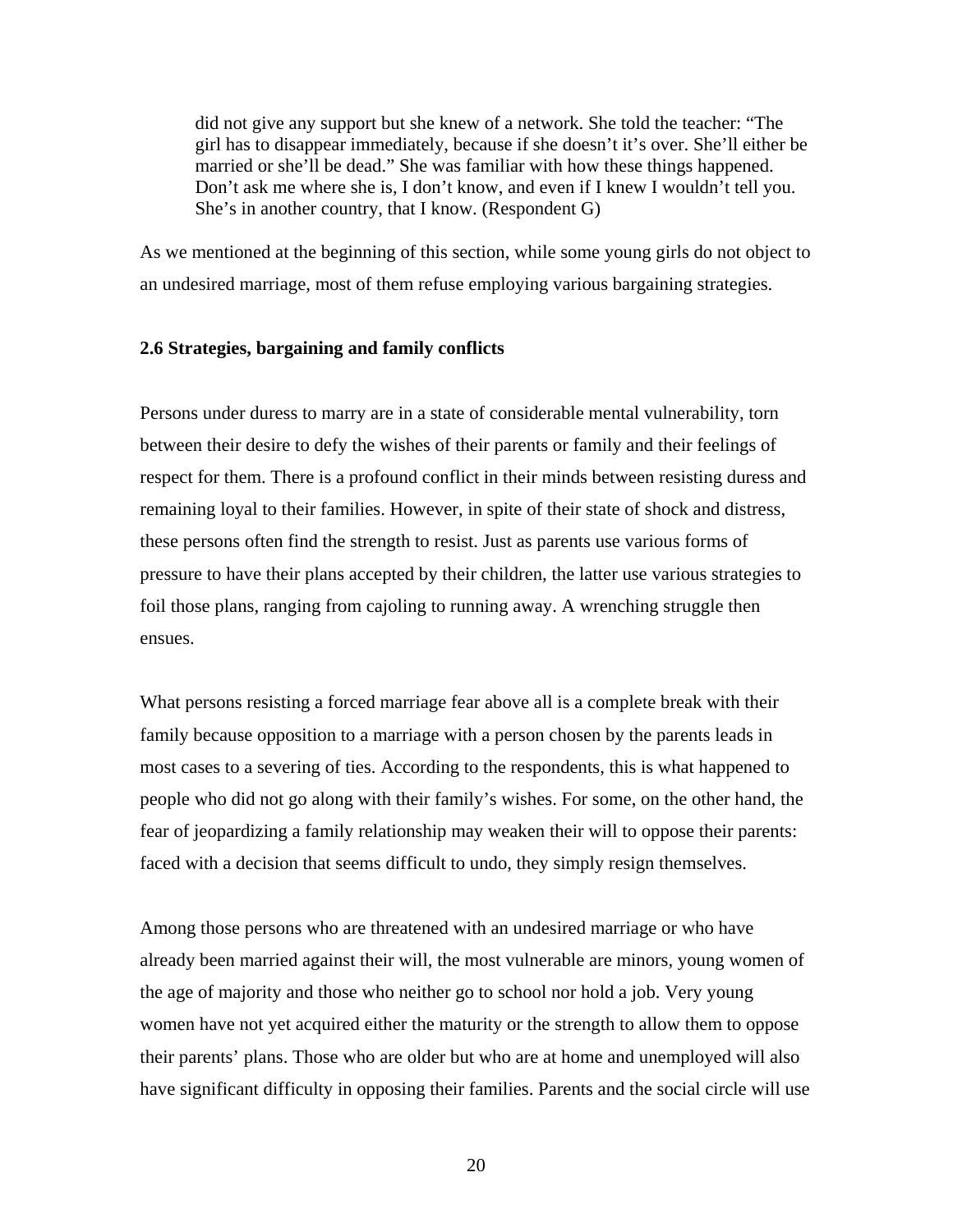> did not give any support but she knew of a network. She told the teacher: "The girl has to disappear immediately, because if she doesn't it's over. She'll either be married or she'll be dead." She was familiar with how these things happened. Don't ask me where she is, I don't know, and even if I knew I wouldn't tell you. She's in another country, that I know. (Respondent G)

As we mentioned at the beginning of this section, while some young girls do not object to an undesired marriage, most of them refuse employing various bargaining strategies.

### 2.6 Strategies, bargaining and family conflicts

Persons under duress to marry are in a state of considerable mental vulnerability, torn between their desire to defy the wishes of their parents or family and their feelings of respect for them. There is a profound conflict in their minds between resisting duress and remaining loyal to their families. However, in spite of their state of shock and distress, these persons often find the strength to resist. Just as parents use various forms of pressure to have their plans accepted by their children, the latter use various strategies to foil those plans, ranging from cajoling to running away. A wrenching struggle then ensues.

What persons resisting a forced marriage fear above all is a complete break with their family because opposition to a marriage with a person chosen by the parents leads in most cases to a severing of ties. According to the respondents, this is what happened to people who did not go along with their family's wishes. For some, on the other hand, the fear of jeopardizing a family relationship may weaken their will to oppose their parents: faced with a decision that seems difficult to undo, they simply resign themselves.

Among those persons who are threatened with an undesired marriage or who have already been married against their will, the most vulnerable are minors, young women of the age of majority and those who neither go to school nor hold a job. Very young women have not yet acquired either the maturity or the strength to allow them to oppose their parents' plans. Those who are older but who are at home and unemployed will also have significant difficulty in opposing their families. Parents and the social circle will use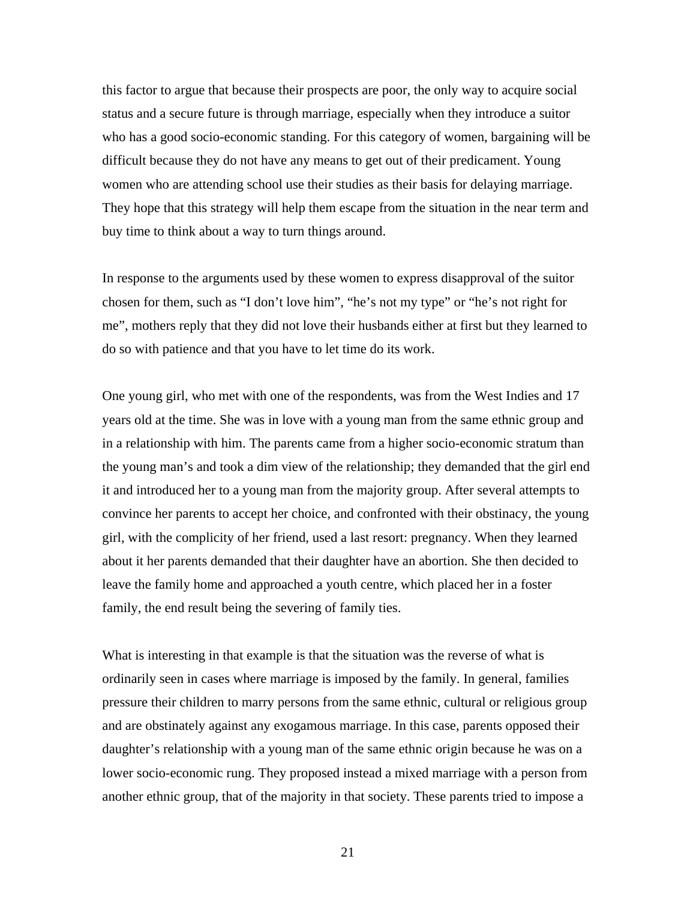this factor to argue that because their prospects are poor, the only way to acquire social status and a secure future is through marriage, especially when they introduce a suitor who has a good socio-economic standing. For this category of women, bargaining will be difficult because they do not have any means to get out of their predicament. Young women who are attending school use their studies as their basis for delaying marriage. They hope that this strategy will help them escape from the situation in the near term and buy time to think about a way to turn things around.

In response to the arguments used by these women to express disapproval of the suitor chosen for them, such as "I don't love him", "he's not my type" or "he's not right for me", mothers reply that they did not love their husbands either at first but they learned to do so with patience and that you have to let time do its work.

One young girl, who met with one of the respondents, was from the West Indies and 17 years old at the time. She was in love with a young man from the same ethnic group and in a relationship with him. The parents came from a higher socio-economic stratum than the young man's and took a dim view of the relationship; they demanded that the girl end it and introduced her to a young man from the majority group. After several attempts to convince her parents to accept her choice, and confronted with their obstinacy, the young girl, with the complicity of her friend, used a last resort: pregnancy. When they learned about it her parents demanded that their daughter have an abortion. She then decided to leave the family home and approached a youth centre, which placed her in a foster family, the end result being the severing of family ties.

What is interesting in that example is that the situation was the reverse of what is ordinarily seen in cases where marriage is imposed by the family. In general, families pressure their children to marry persons from the same ethnic, cultural or religious group and are obstinately against any exogamous marriage. In this case, parents opposed their daughter's relationship with a young man of the same ethnic origin because he was on a lower socio-economic rung. They proposed instead a mixed marriage with a person from another ethnic group, that of the majority in that society. These parents tried to impose a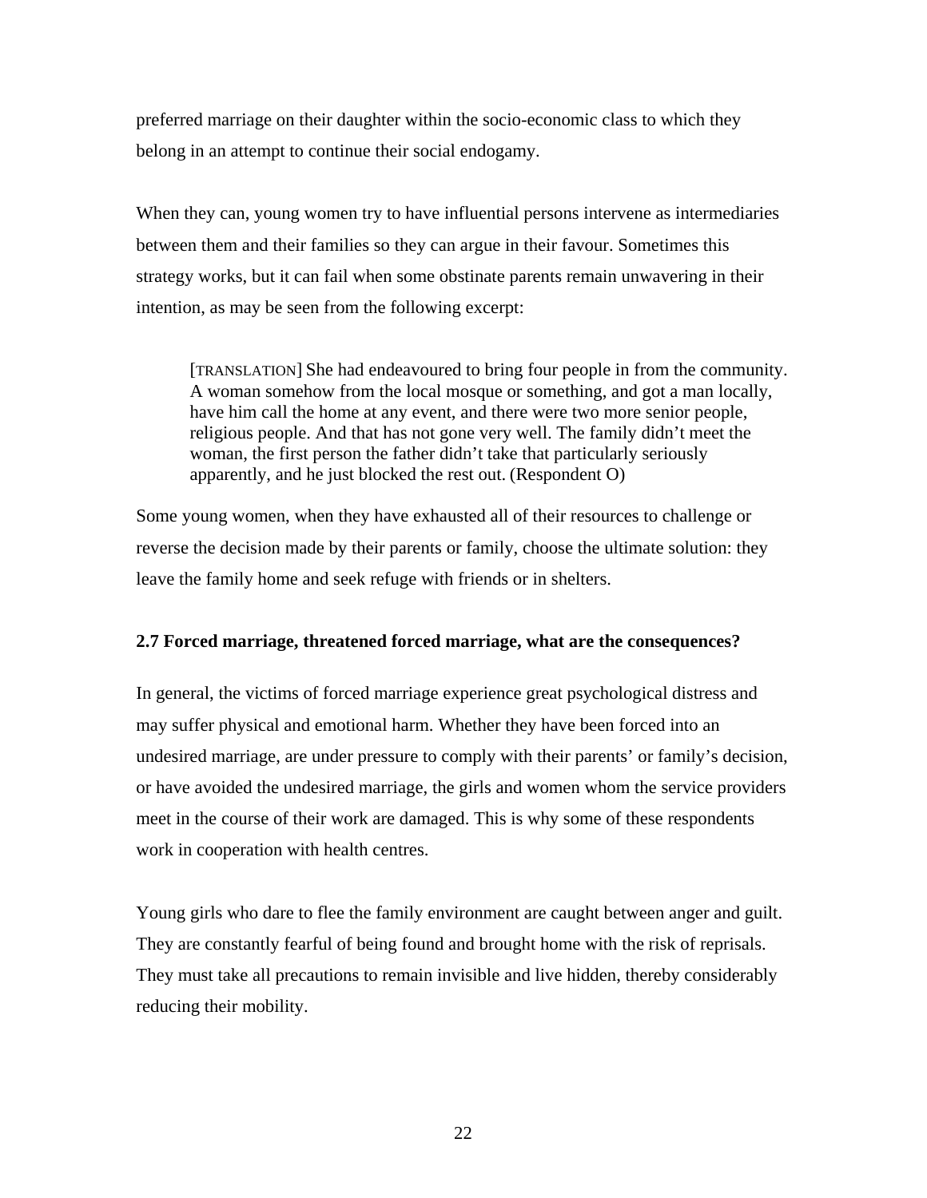preferred marriage on their daughter within the socio-economic class to which they belong in an attempt to continue their social endogamy.

When they can, young women try to have influential persons intervene as intermediaries between them and their families so they can argue in their favour. Sometimes this strategy works, but it can fail when some obstinate parents remain unwavering in their intention, as may be seen from the following excerpt:

> [TRANSLATION] She had endeavoured to bring four people in from the community. A woman somehow from the local mosque or something, and got a man locally, have him call the home at any event, and there were two more senior people, religious people. And that has not gone very well. The family didn't meet the woman, the first person the father didn't take that particularly seriously apparently, and he just blocked the rest out. (Respondent O)

Some young women, when they have exhausted all of their resources to challenge or reverse the decision made by their parents or family, choose the ultimate solution: they leave the family home and seek refuge with friends or in shelters.

### 2.7 Forced marriage, threatened forced marriage, what are the consequences?

In general, the victims of forced marriage experience great psychological distress and may suffer physical and emotional harm. Whether they have been forced into an undesired marriage, are under pressure to comply with their parents' or family's decision, or have avoided the undesired marriage, the girls and women whom the service providers meet in the course of their work are damaged. This is why some of these respondents work in cooperation with health centres.

Young girls who dare to flee the family environment are caught between anger and guilt. They are constantly fearful of being found and brought home with the risk of reprisals. They must take all precautions to remain invisible and live hidden, thereby considerably reducing their mobility.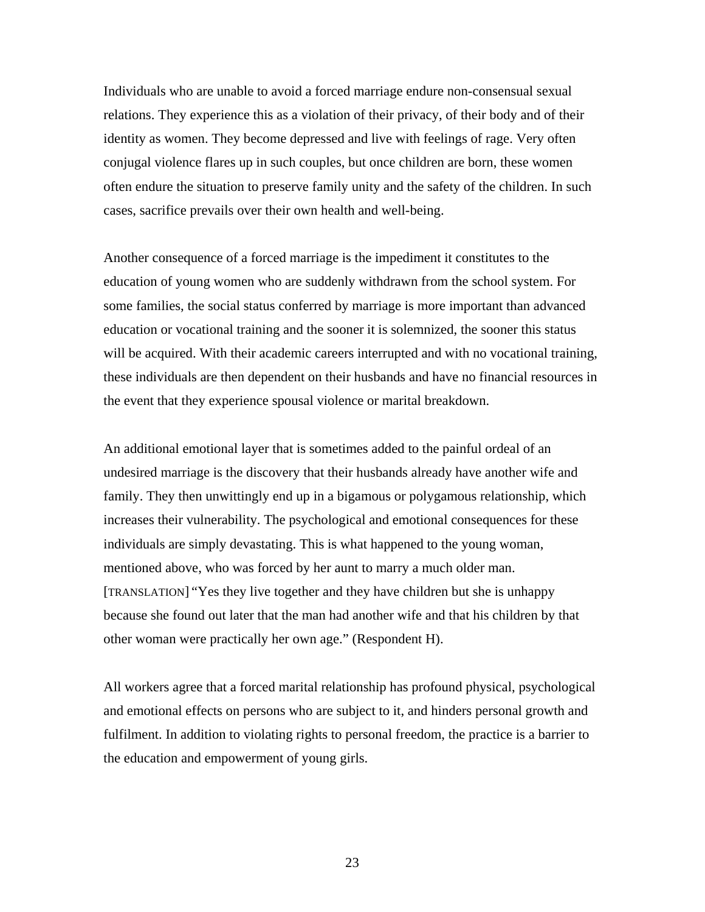Individuals who are unable to avoid a forced marriage endure non-consensual sexual relations. They experience this as a violation of their privacy, of their body and of their identity as women. They become depressed and live with feelings of rage. Very often conjugal violence flares up in such couples, but once children are born, these women often endure the situation to preserve family unity and the safety of the children. In such cases, sacrifice prevails over their own health and well-being.

Another consequence of a forced marriage is the impediment it constitutes to the education of young women who are suddenly withdrawn from the school system. For some families, the social status conferred by marriage is more important than advanced education or vocational training and the sooner it is solemnized, the sooner this status will be acquired. With their academic careers interrupted and with no vocational training, these individuals are then dependent on their husbands and have no financial resources in the event that they experience spousal violence or marital breakdown.

An additional emotional layer that is sometimes added to the painful ordeal of an undesired marriage is the discovery that their husbands already have another wife and family. They then unwittingly end up in a bigamous or polygamous relationship, which increases their vulnerability. The psychological and emotional consequences for these individuals are simply devastating. This is what happened to the young woman, mentioned above, who was forced by her aunt to marry a much older man. [TRANSLATION] "Yes they live together and they have children but she is unhappy because she found out later that the man had another wife and that his children by that other woman were practically her own age." (Respondent H).

All workers agree that a forced marital relationship has profound physical, psychological and emotional effects on persons who are subject to it, and hinders personal growth and fulfilment. In addition to violating rights to personal freedom, the practice is a barrier to the education and empowerment of young girls.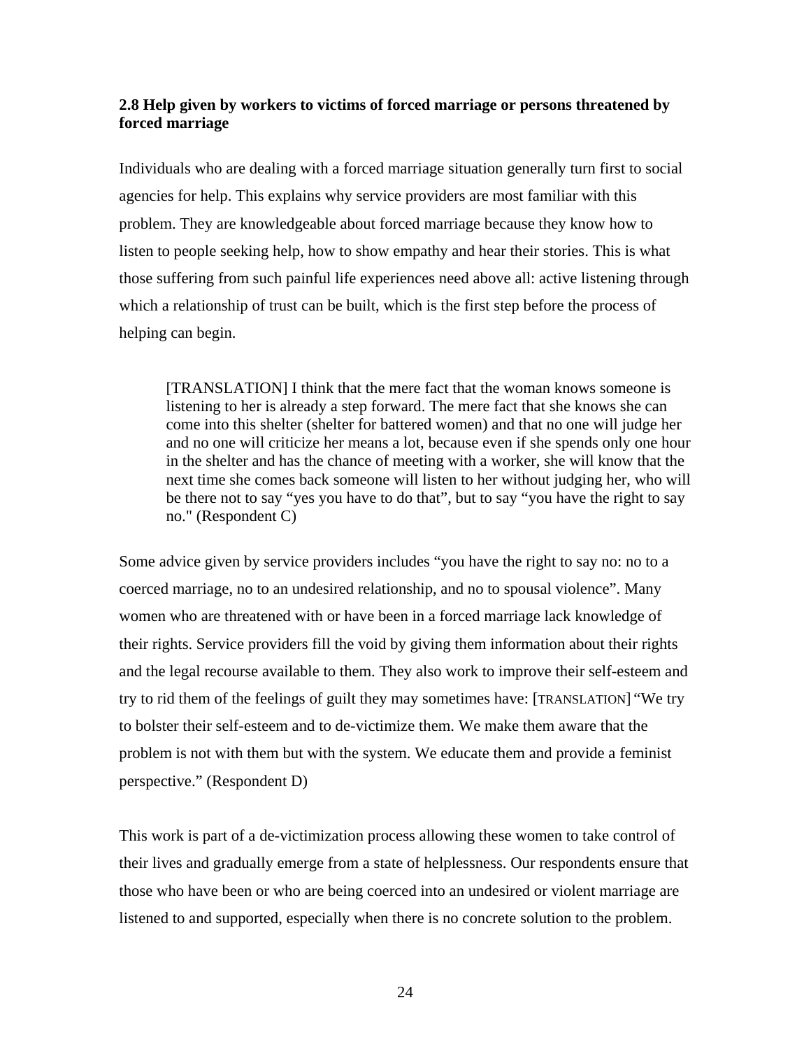### 2.8 Help given by workers to victims of forced marriage or persons threatened by forced marriage

Individuals who are dealing with a forced marriage situation generally turn first to social agencies for help. This explains why service providers are most familiar with this problem. They are knowledgeable about forced marriage because they know how to listen to people seeking help, how to show empathy and hear their stories. This is what those suffering from such painful life experiences need above all: active listening through which a relationship of trust can be built, which is the first step before the process of helping can begin.

> [TRANSLATION] I think that the mere fact that the woman knows someone is listening to her is already a step forward. The mere fact that she knows she can come into this shelter (shelter for battered women) and that no one will judge her and no one will criticize her means a lot, because even if she spends only one hour in the shelter and has the chance of meeting with a worker, she will know that the next time she comes back someone will listen to her without judging her, who will be there not to say "yes you have to do that", but to say "you have the right to say no." (Respondent C)

Some advice given by service providers includes "you have the right to say no: no to a coerced marriage, no to an undesired relationship, and no to spousal violence". Many women who are threatened with or have been in a forced marriage lack knowledge of their rights. Service providers fill the void by giving them information about their rights and the legal recourse available to them. They also work to improve their self-esteem and try to rid them of the feelings of guilt they may sometimes have: [TRANSLATION] "We try to bolster their self-esteem and to de-victimize them. We make them aware that the problem is not with them but with the system. We educate them and provide a feminist perspective." (Respondent D)

This work is part of a de-victimization process allowing these women to take control of their lives and gradually emerge from a state of helplessness. Our respondents ensure that those who have been or who are being coerced into an undesired or violent marriage are listened to and supported, especially when there is no concrete solution to the problem.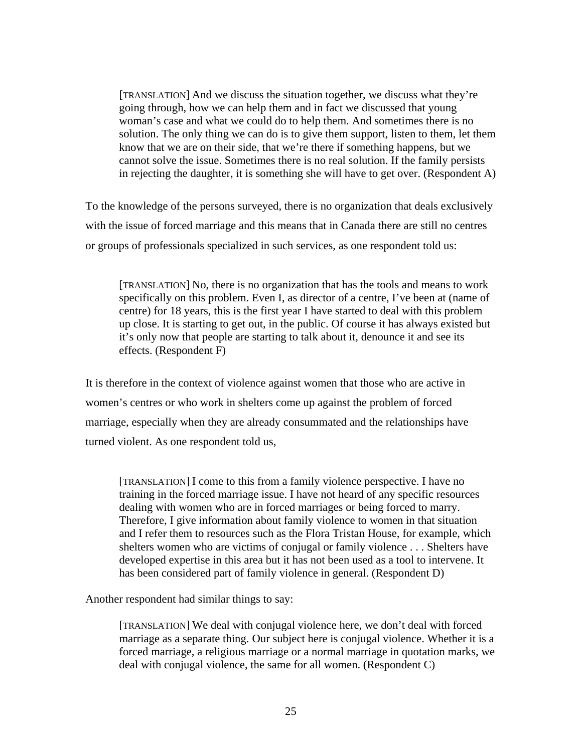> [TRANSLATION] And we discuss the situation together, we discuss what they're going through, how we can help them and in fact we discussed that young woman's case and what we could do to help them. And sometimes there is no solution. The only thing we can do is to give them support, listen to them, let them know that we are on their side, that we're there if something happens, but we cannot solve the issue. Sometimes there is no real solution. If the family persists in rejecting the daughter, it is something she will have to get over. (Respondent A)

To the knowledge of the persons surveyed, there is no organization that deals exclusively with the issue of forced marriage and this means that in Canada there are still no centres or groups of professionals specialized in such services, as one respondent told us:

> [TRANSLATION] No, there is no organization that has the tools and means to work specifically on this problem. Even I, as director of a centre, I've been at (name of centre) for 18 years, this is the first year I have started to deal with this problem up close. It is starting to get out, in the public. Of course it has always existed but it's only now that people are starting to talk about it, denounce it and see its effects. (Respondent F)

It is therefore in the context of violence against women that those who are active in women's centres or who work in shelters come up against the problem of forced marriage, especially when they are already consummated and the relationships have turned violent. As one respondent told us,

> [TRANSLATION] I come to this from a family violence perspective. I have no training in the forced marriage issue. I have not heard of any specific resources dealing with women who are in forced marriages or being forced to marry. Therefore, I give information about family violence to women in that situation and I refer them to resources such as the Flora Tristan House, for example, which shelters women who are victims of conjugal or family violence . . . Shelters have developed expertise in this area but it has not been used as a tool to intervene. It has been considered part of family violence in general. (Respondent D)

Another respondent had similar things to say:

> [TRANSLATION] We deal with conjugal violence here, we don't deal with forced marriage as a separate thing. Our subject here is conjugal violence. Whether it is a forced marriage, a religious marriage or a normal marriage in quotation marks, we deal with conjugal violence, the same for all women. (Respondent C)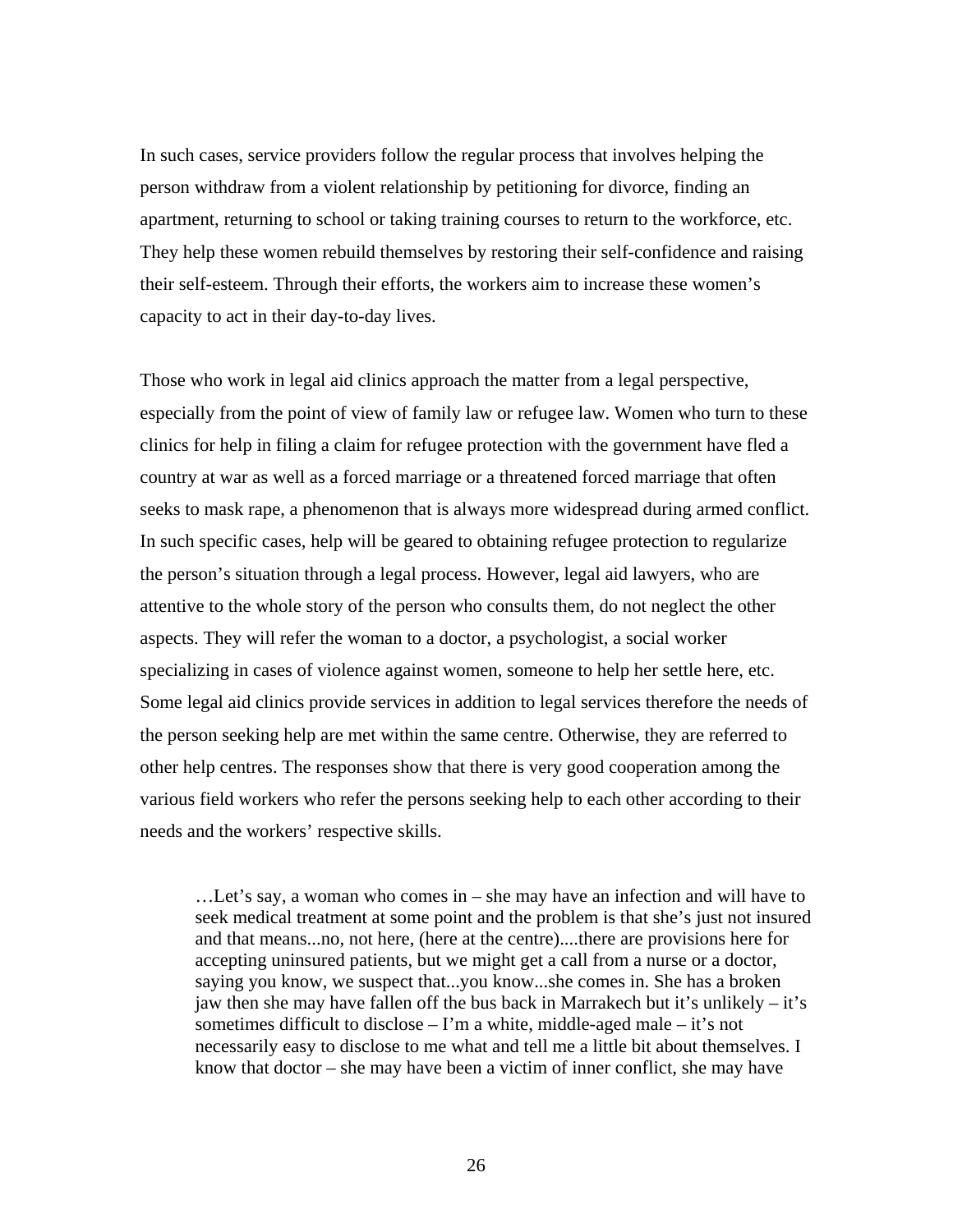In such cases, service providers follow the regular process that involves helping the person withdraw from a violent relationship by petitioning for divorce, finding an apartment, returning to school or taking training courses to return to the workforce, etc. They help these women rebuild themselves by restoring their self-confidence and raising their self-esteem. Through their efforts, the workers aim to increase these women's capacity to act in their day-to-day lives.

Those who work in legal aid clinics approach the matter from a legal perspective, especially from the point of view of family law or refugee law. Women who turn to these clinics for help in filing a claim for refugee protection with the government have fled a country at war as well as a forced marriage or a threatened forced marriage that often seeks to mask rape, a phenomenon that is always more widespread during armed conflict. In such specific cases, help will be geared to obtaining refugee protection to regularize the person's situation through a legal process. However, legal aid lawyers, who are attentive to the whole story of the person who consults them, do not neglect the other aspects. They will refer the woman to a doctor, a psychologist, a social worker specializing in cases of violence against women, someone to help her settle here, etc. Some legal aid clinics provide services in addition to legal services therefore the needs of the person seeking help are met within the same centre. Otherwise, they are referred to other help centres. The responses show that there is very good cooperation among the various field workers who refer the persons seeking help to each other according to their needs and the workers' respective skills.

> …Let's say, a woman who comes in – she may have an infection and will have to seek medical treatment at some point and the problem is that she's just not insured and that means...no, not here, (here at the centre)....there are provisions here for accepting uninsured patients, but we might get a call from a nurse or a doctor, saying you know, we suspect that...you know...she comes in. She has a broken jaw then she may have fallen off the bus back in Marrakech but it's unlikely – it's sometimes difficult to disclose – I'm a white, middle-aged male – it's not necessarily easy to disclose to me what and tell me a little bit about themselves. I know that doctor – she may have been a victim of inner conflict, she may have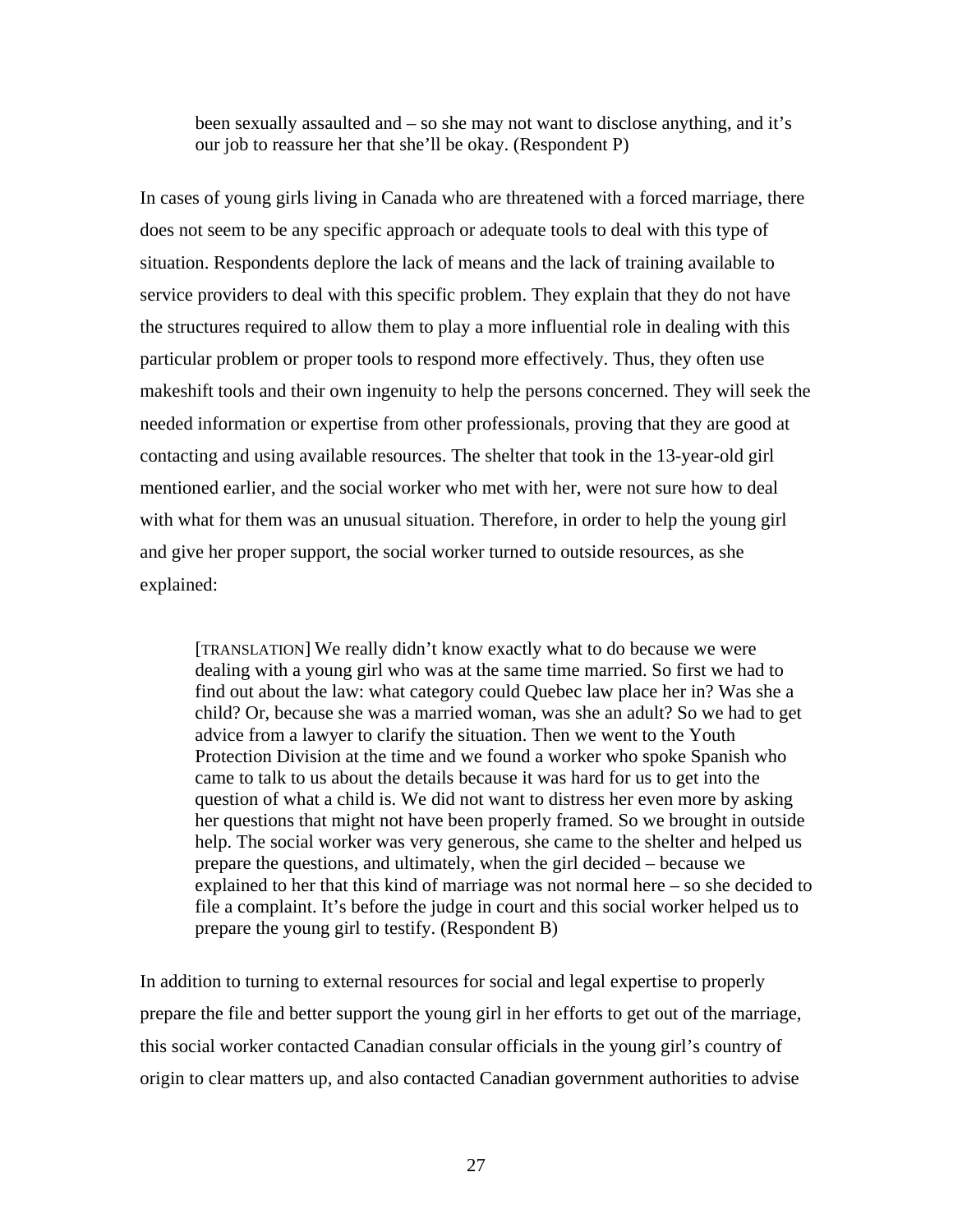> been sexually assaulted and – so she may not want to disclose anything, and it's our job to reassure her that she'll be okay. (Respondent P)

In cases of young girls living in Canada who are threatened with a forced marriage, there does not seem to be any specific approach or adequate tools to deal with this type of situation. Respondents deplore the lack of means and the lack of training available to service providers to deal with this specific problem. They explain that they do not have the structures required to allow them to play a more influential role in dealing with this particular problem or proper tools to respond more effectively. Thus, they often use makeshift tools and their own ingenuity to help the persons concerned. They will seek the needed information or expertise from other professionals, proving that they are good at contacting and using available resources. The shelter that took in the 13-year-old girl mentioned earlier, and the social worker who met with her, were not sure how to deal with what for them was an unusual situation. Therefore, in order to help the young girl and give her proper support, the social worker turned to outside resources, as she explained:

> [TRANSLATION] We really didn't know exactly what to do because we were dealing with a young girl who was at the same time married. So first we had to find out about the law: what category could Quebec law place her in? Was she a child? Or, because she was a married woman, was she an adult? So we had to get advice from a lawyer to clarify the situation. Then we went to the Youth Protection Division at the time and we found a worker who spoke Spanish who came to talk to us about the details because it was hard for us to get into the question of what a child is. We did not want to distress her even more by asking her questions that might not have been properly framed. So we brought in outside help. The social worker was very generous, she came to the shelter and helped us prepare the questions, and ultimately, when the girl decided – because we explained to her that this kind of marriage was not normal here – so she decided to file a complaint. It's before the judge in court and this social worker helped us to prepare the young girl to testify. (Respondent B)

In addition to turning to external resources for social and legal expertise to properly prepare the file and better support the young girl in her efforts to get out of the marriage, this social worker contacted Canadian consular officials in the young girl's country of origin to clear matters up, and also contacted Canadian government authorities to advise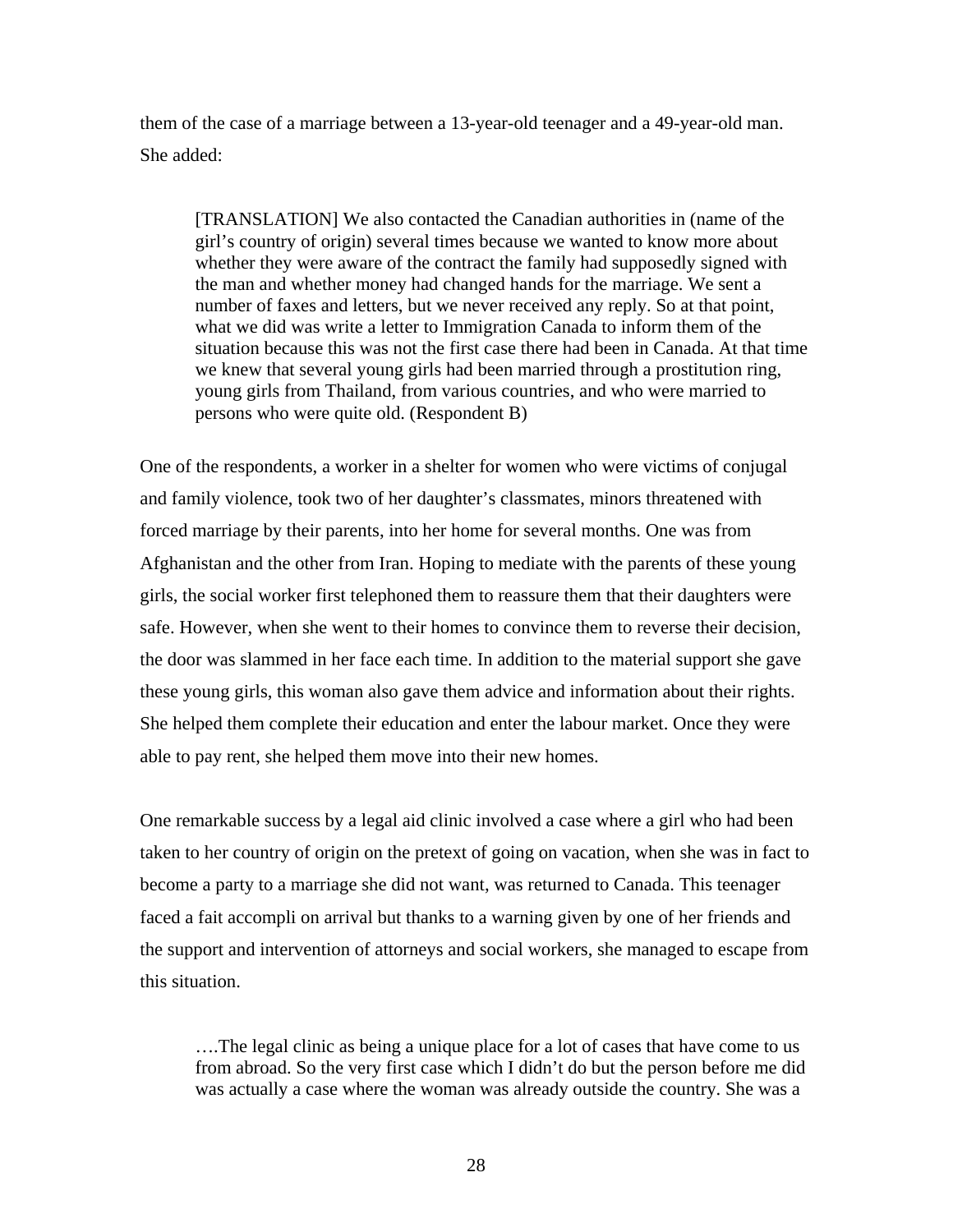them of the case of a marriage between a 13-year-old teenager and a 49-year-old man. She added:

> [TRANSLATION] We also contacted the Canadian authorities in (name of the girl's country of origin) several times because we wanted to know more about whether they were aware of the contract the family had supposedly signed with the man and whether money had changed hands for the marriage. We sent a number of faxes and letters, but we never received any reply. So at that point, what we did was write a letter to Immigration Canada to inform them of the situation because this was not the first case there had been in Canada. At that time we knew that several young girls had been married through a prostitution ring, young girls from Thailand, from various countries, and who were married to persons who were quite old. (Respondent B)

One of the respondents, a worker in a shelter for women who were victims of conjugal and family violence, took two of her daughter's classmates, minors threatened with forced marriage by their parents, into her home for several months. One was from Afghanistan and the other from Iran. Hoping to mediate with the parents of these young girls, the social worker first telephoned them to reassure them that their daughters were safe. However, when she went to their homes to convince them to reverse their decision, the door was slammed in her face each time. In addition to the material support she gave these young girls, this woman also gave them advice and information about their rights. She helped them complete their education and enter the labour market. Once they were able to pay rent, she helped them move into their new homes.

One remarkable success by a legal aid clinic involved a case where a girl who had been taken to her country of origin on the pretext of going on vacation, when she was in fact to become a party to a marriage she did not want, was returned to Canada. This teenager faced a fait accompli on arrival but thanks to a warning given by one of her friends and the support and intervention of attorneys and social workers, she managed to escape from this situation.

> ….The legal clinic as being a unique place for a lot of cases that have come to us from abroad. So the very first case which I didn't do but the person before me did was actually a case where the woman was already outside the country. She was a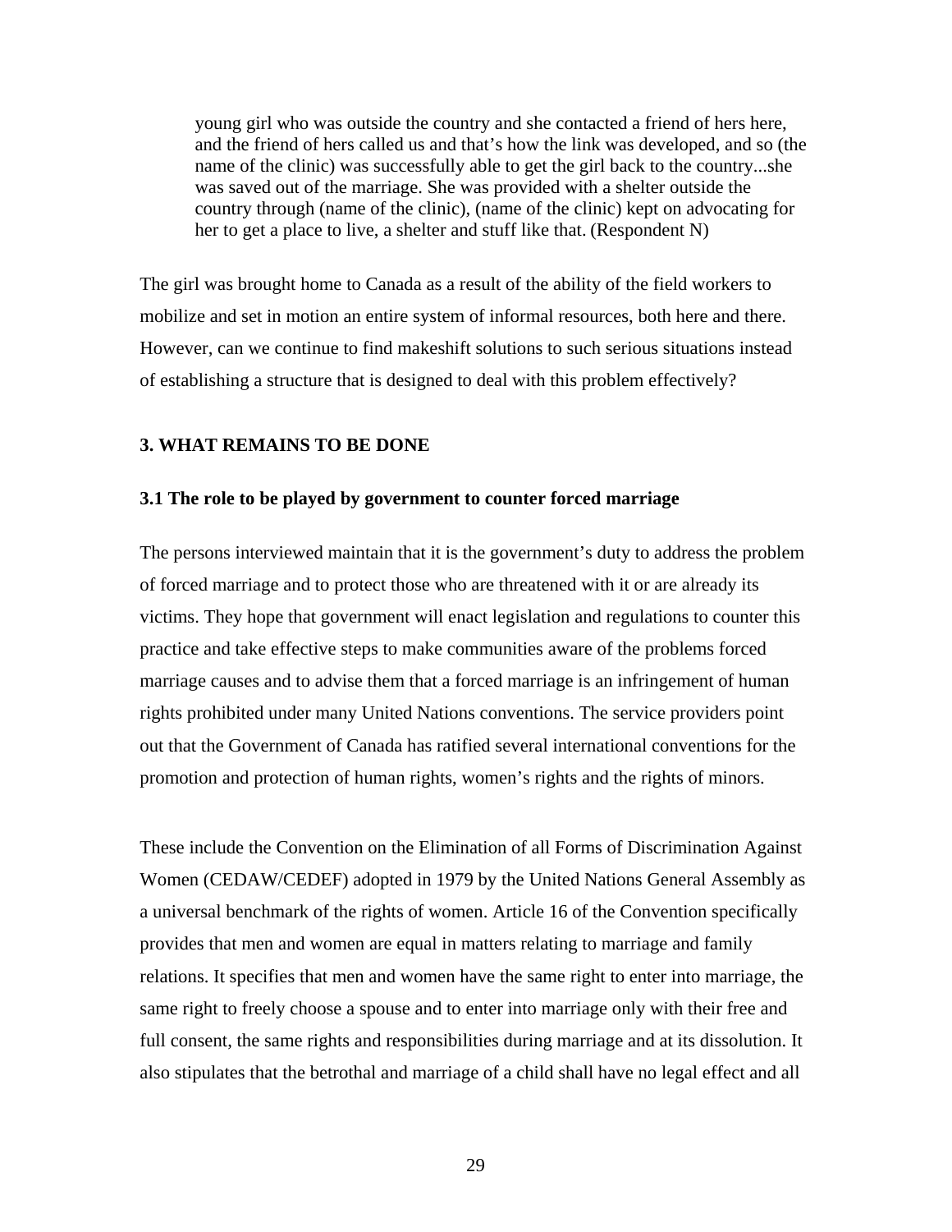> young girl who was outside the country and she contacted a friend of hers here, and the friend of hers called us and that's how the link was developed, and so (the name of the clinic) was successfully able to get the girl back to the country...she was saved out of the marriage. She was provided with a shelter outside the country through (name of the clinic), (name of the clinic) kept on advocating for her to get a place to live, a shelter and stuff like that. (Respondent N)

The girl was brought home to Canada as a result of the ability of the field workers to mobilize and set in motion an entire system of informal resources, both here and there. However, can we continue to find makeshift solutions to such serious situations instead of establishing a structure that is designed to deal with this problem effectively?

## 3. WHAT REMAINS TO BE DONE

### 3.1 The role to be played by government to counter forced marriage

The persons interviewed maintain that it is the government's duty to address the problem of forced marriage and to protect those who are threatened with it or are already its victims. They hope that government will enact legislation and regulations to counter this practice and take effective steps to make communities aware of the problems forced marriage causes and to advise them that a forced marriage is an infringement of human rights prohibited under many United Nations conventions. The service providers point out that the Government of Canada has ratified several international conventions for the promotion and protection of human rights, women's rights and the rights of minors.

These include the Convention on the Elimination of all Forms of Discrimination Against Women (CEDAW/CEDEF) adopted in 1979 by the United Nations General Assembly as a universal benchmark of the rights of women. Article 16 of the Convention specifically provides that men and women are equal in matters relating to marriage and family relations. It specifies that men and women have the same right to enter into marriage, the same right to freely choose a spouse and to enter into marriage only with their free and full consent, the same rights and responsibilities during marriage and at its dissolution. It also stipulates that the betrothal and marriage of a child shall have no legal effect and all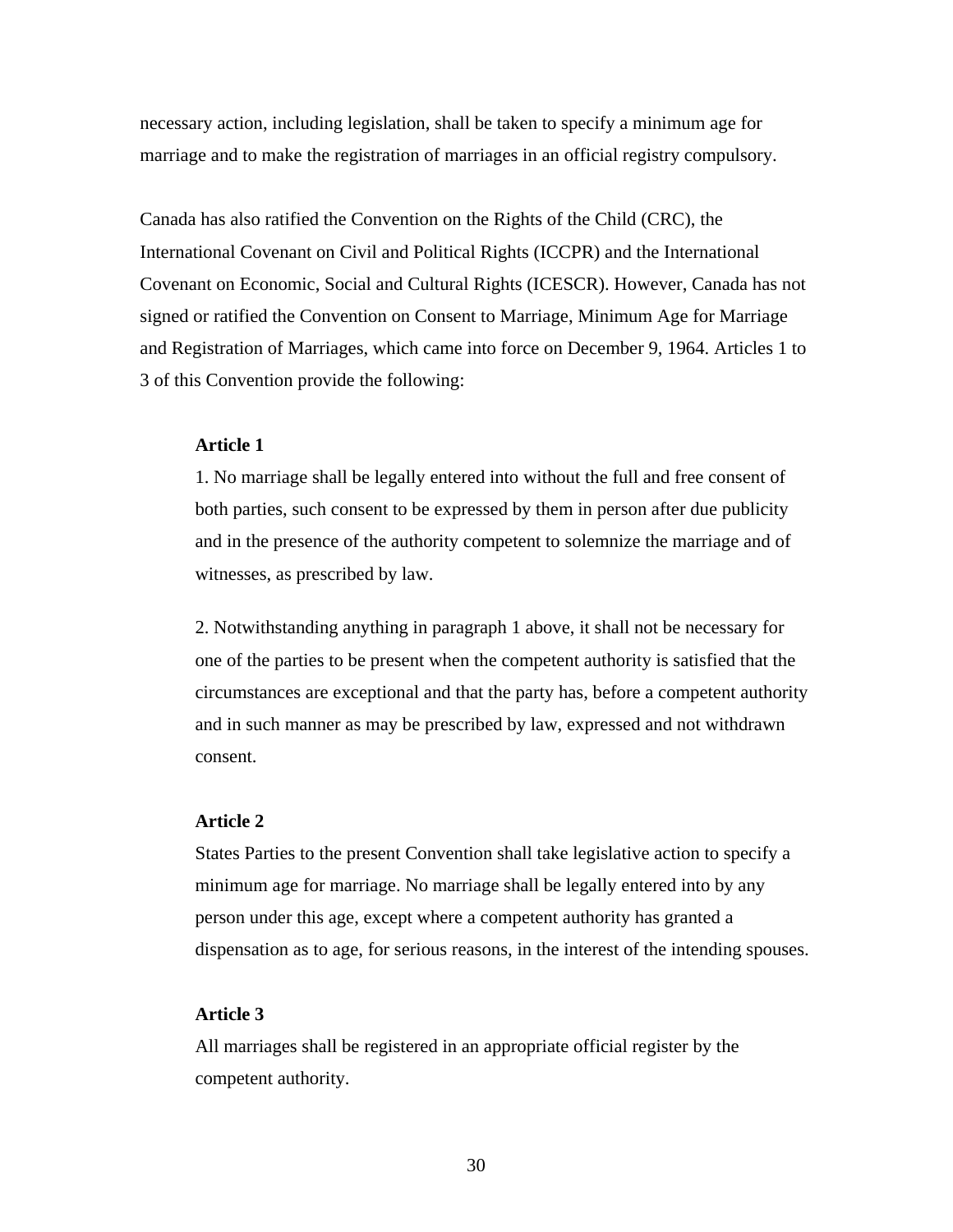necessary action, including legislation, shall be taken to specify a minimum age for marriage and to make the registration of marriages in an official registry compulsory.

Canada has also ratified the Convention on the Rights of the Child (CRC), the International Covenant on Civil and Political Rights (ICCPR) and the International Covenant on Economic, Social and Cultural Rights (ICESCR). However, Canada has not signed or ratified the Convention on Consent to Marriage, Minimum Age for Marriage and Registration of Marriages, which came into force on December 9, 1964. Articles 1 to 3 of this Convention provide the following:

> **Article 1**
>
> 1. No marriage shall be legally entered into without the full and free consent of both parties, such consent to be expressed by them in person after due publicity and in the presence of the authority competent to solemnize the marriage and of witnesses, as prescribed by law.
>
> 2. Notwithstanding anything in paragraph 1 above, it shall not be necessary for one of the parties to be present when the competent authority is satisfied that the circumstances are exceptional and that the party has, before a competent authority and in such manner as may be prescribed by law, expressed and not withdrawn consent.
>
> **Article 2**
>
> States Parties to the present Convention shall take legislative action to specify a minimum age for marriage. No marriage shall be legally entered into by any person under this age, except where a competent authority has granted a dispensation as to age, for serious reasons, in the interest of the intending spouses.
>
> **Article 3**
>
> All marriages shall be registered in an appropriate official register by the competent authority.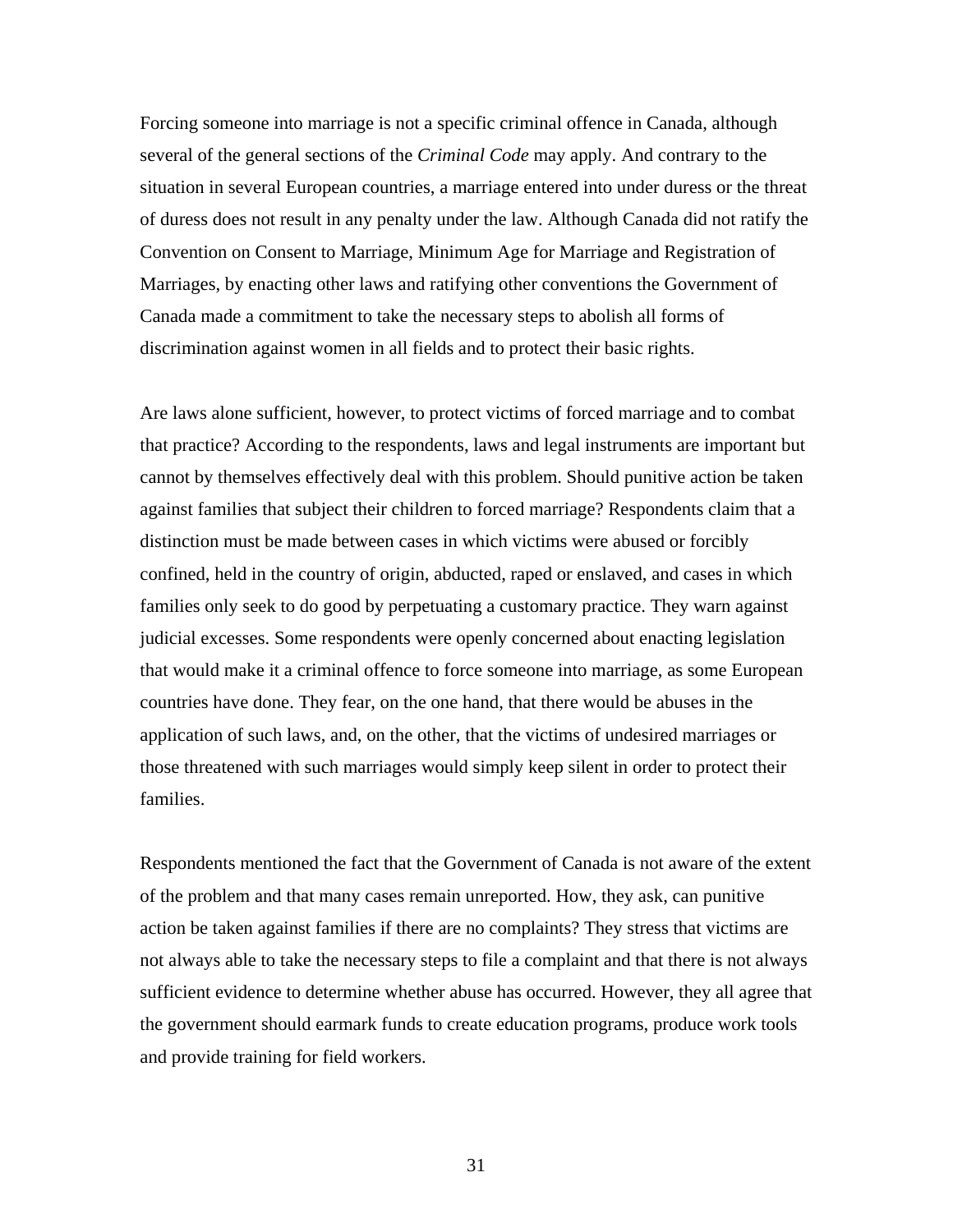Forcing someone into marriage is not a specific criminal offence in Canada, although several of the general sections of the *Criminal Code* may apply. And contrary to the situation in several European countries, a marriage entered into under duress or the threat of duress does not result in any penalty under the law. Although Canada did not ratify the Convention on Consent to Marriage, Minimum Age for Marriage and Registration of Marriages, by enacting other laws and ratifying other conventions the Government of Canada made a commitment to take the necessary steps to abolish all forms of discrimination against women in all fields and to protect their basic rights.

Are laws alone sufficient, however, to protect victims of forced marriage and to combat that practice? According to the respondents, laws and legal instruments are important but cannot by themselves effectively deal with this problem. Should punitive action be taken against families that subject their children to forced marriage? Respondents claim that a distinction must be made between cases in which victims were abused or forcibly confined, held in the country of origin, abducted, raped or enslaved, and cases in which families only seek to do good by perpetuating a customary practice. They warn against judicial excesses. Some respondents were openly concerned about enacting legislation that would make it a criminal offence to force someone into marriage, as some European countries have done. They fear, on the one hand, that there would be abuses in the application of such laws, and, on the other, that the victims of undesired marriages or those threatened with such marriages would simply keep silent in order to protect their families.

Respondents mentioned the fact that the Government of Canada is not aware of the extent of the problem and that many cases remain unreported. How, they ask, can punitive action be taken against families if there are no complaints? They stress that victims are not always able to take the necessary steps to file a complaint and that there is not always sufficient evidence to determine whether abuse has occurred. However, they all agree that the government should earmark funds to create education programs, produce work tools and provide training for field workers.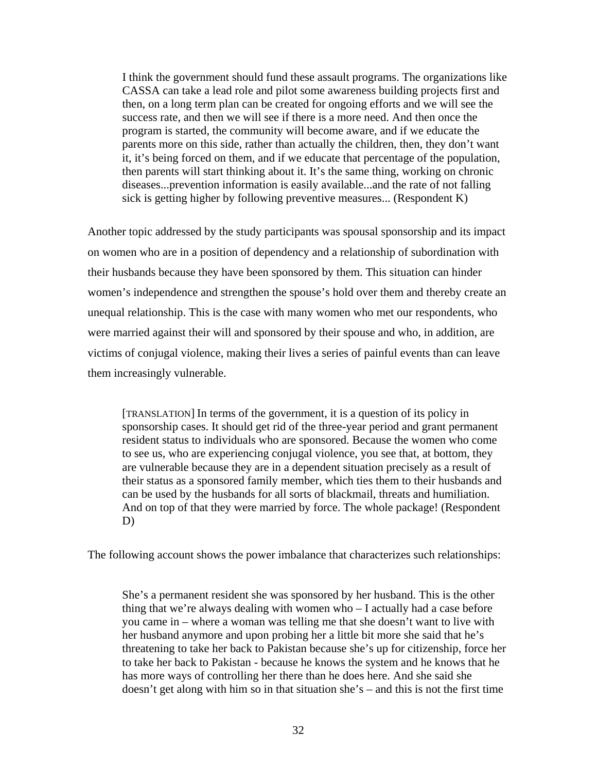> I think the government should fund these assault programs. The organizations like CASSA can take a lead role and pilot some awareness building projects first and then, on a long term plan can be created for ongoing efforts and we will see the success rate, and then we will see if there is a more need. And then once the program is started, the community will become aware, and if we educate the parents more on this side, rather than actually the children, then, they don't want it, it's being forced on them, and if we educate that percentage of the population, then parents will start thinking about it. It's the same thing, working on chronic diseases...prevention information is easily available...and the rate of not falling sick is getting higher by following preventive measures... (Respondent K)

Another topic addressed by the study participants was spousal sponsorship and its impact on women who are in a position of dependency and a relationship of subordination with their husbands because they have been sponsored by them. This situation can hinder women's independence and strengthen the spouse's hold over them and thereby create an unequal relationship. This is the case with many women who met our respondents, who were married against their will and sponsored by their spouse and who, in addition, are victims of conjugal violence, making their lives a series of painful events than can leave them increasingly vulnerable.

> [TRANSLATION] In terms of the government, it is a question of its policy in sponsorship cases. It should get rid of the three-year period and grant permanent resident status to individuals who are sponsored. Because the women who come to see us, who are experiencing conjugal violence, you see that, at bottom, they are vulnerable because they are in a dependent situation precisely as a result of their status as a sponsored family member, which ties them to their husbands and can be used by the husbands for all sorts of blackmail, threats and humiliation. And on top of that they were married by force. The whole package! (Respondent D)

The following account shows the power imbalance that characterizes such relationships:

> She's a permanent resident she was sponsored by her husband. This is the other thing that we're always dealing with women who – I actually had a case before you came in – where a woman was telling me that she doesn't want to live with her husband anymore and upon probing her a little bit more she said that he's threatening to take her back to Pakistan because she's up for citizenship, force her to take her back to Pakistan - because he knows the system and he knows that he has more ways of controlling her there than he does here. And she said she doesn't get along with him so in that situation she's – and this is not the first time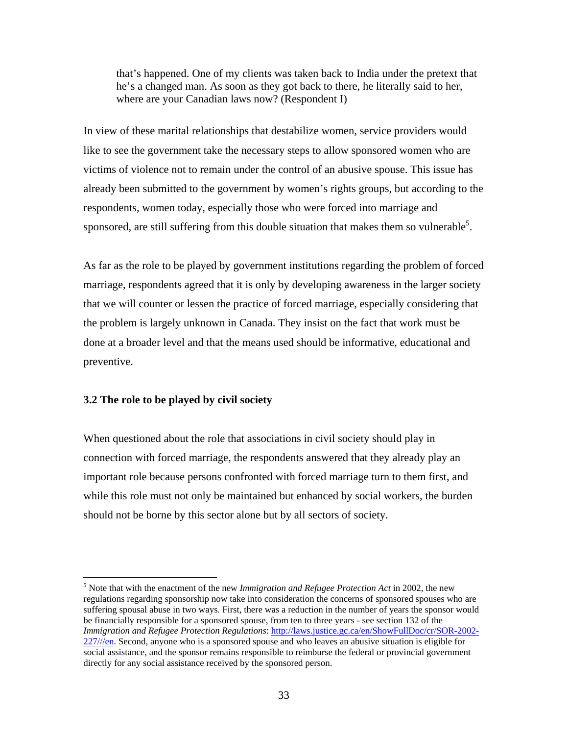> that's happened. One of my clients was taken back to India under the pretext that he's a changed man. As soon as they got back to there, he literally said to her, where are your Canadian laws now? (Respondent I)

In view of these marital relationships that destabilize women, service providers would like to see the government take the necessary steps to allow sponsored women who are victims of violence not to remain under the control of an abusive spouse. This issue has already been submitted to the government by women's rights groups, but according to the respondents, women today, especially those who were forced into marriage and sponsored, are still suffering from this double situation that makes them so vulnerable[5].

As far as the role to be played by government institutions regarding the problem of forced marriage, respondents agreed that it is only by developing awareness in the larger society that we will counter or lessen the practice of forced marriage, especially considering that the problem is largely unknown in Canada. They insist on the fact that work must be done at a broader level and that the means used should be informative, educational and preventive.

### 3.2 The role to be played by civil society

When questioned about the role that associations in civil society should play in connection with forced marriage, the respondents answered that they already play an important role because persons confronted with forced marriage turn to them first, and while this role must not only be maintained but enhanced by social workers, the burden should not be borne by this sector alone but by all sectors of society.

---

[5] Note that with the enactment of the new *Immigration and Refugee Protection Act* in 2002, the new regulations regarding sponsorship now take into consideration the concerns of sponsored spouses who are suffering spousal abuse in two ways. First, there was a reduction in the number of years the sponsor would be financially responsible for a sponsored spouse, from ten to three years - see section 132 of the *Immigration and Refugee Protection Regulations*: http://laws.justice.gc.ca/en/ShowFullDoc/cr/SOR-2002-227///en. Second, anyone who is a sponsored spouse and who leaves an abusive situation is eligible for social assistance, and the sponsor remains responsible to reimburse the federal or provincial government directly for any social assistance received by the sponsored person.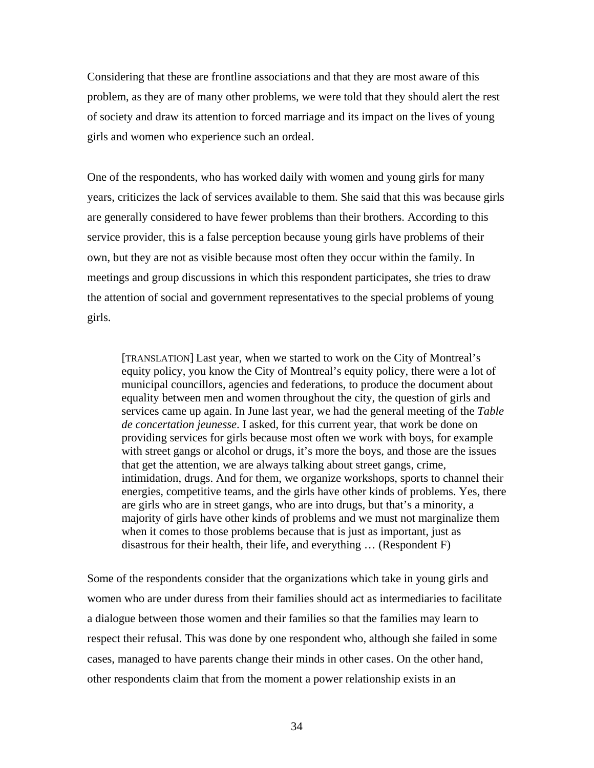Considering that these are frontline associations and that they are most aware of this problem, as they are of many other problems, we were told that they should alert the rest of society and draw its attention to forced marriage and its impact on the lives of young girls and women who experience such an ordeal.

One of the respondents, who has worked daily with women and young girls for many years, criticizes the lack of services available to them. She said that this was because girls are generally considered to have fewer problems than their brothers. According to this service provider, this is a false perception because young girls have problems of their own, but they are not as visible because most often they occur within the family. In meetings and group discussions in which this respondent participates, she tries to draw the attention of social and government representatives to the special problems of young girls.

> [TRANSLATION] Last year, when we started to work on the City of Montreal's equity policy, you know the City of Montreal's equity policy, there were a lot of municipal councillors, agencies and federations, to produce the document about equality between men and women throughout the city, the question of girls and services came up again. In June last year, we had the general meeting of the *Table de concertation jeunesse*. I asked, for this current year, that work be done on providing services for girls because most often we work with boys, for example with street gangs or alcohol or drugs, it's more the boys, and those are the issues that get the attention, we are always talking about street gangs, crime, intimidation, drugs. And for them, we organize workshops, sports to channel their energies, competitive teams, and the girls have other kinds of problems. Yes, there are girls who are in street gangs, who are into drugs, but that's a minority, a majority of girls have other kinds of problems and we must not marginalize them when it comes to those problems because that is just as important, just as disastrous for their health, their life, and everything … (Respondent F)

Some of the respondents consider that the organizations which take in young girls and women who are under duress from their families should act as intermediaries to facilitate a dialogue between those women and their families so that the families may learn to respect their refusal. This was done by one respondent who, although she failed in some cases, managed to have parents change their minds in other cases. On the other hand, other respondents claim that from the moment a power relationship exists in an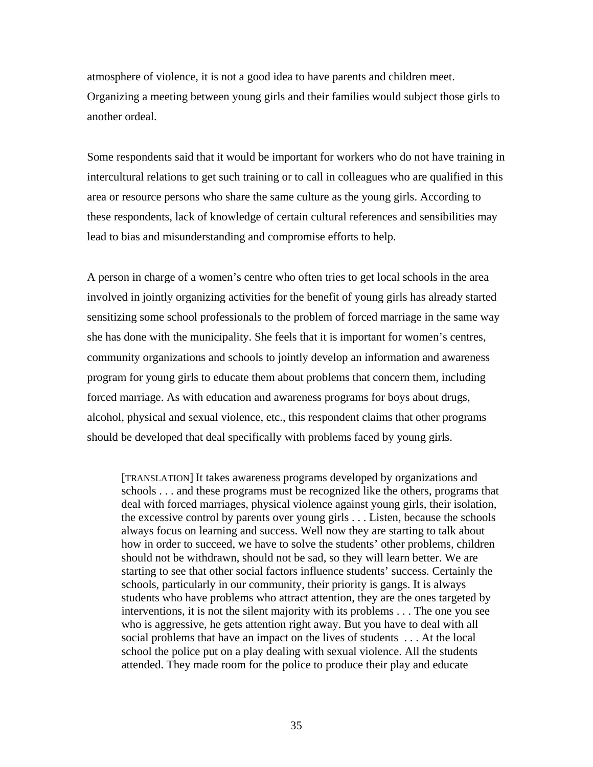atmosphere of violence, it is not a good idea to have parents and children meet. Organizing a meeting between young girls and their families would subject those girls to another ordeal.

Some respondents said that it would be important for workers who do not have training in intercultural relations to get such training or to call in colleagues who are qualified in this area or resource persons who share the same culture as the young girls. According to these respondents, lack of knowledge of certain cultural references and sensibilities may lead to bias and misunderstanding and compromise efforts to help.

A person in charge of a women's centre who often tries to get local schools in the area involved in jointly organizing activities for the benefit of young girls has already started sensitizing some school professionals to the problem of forced marriage in the same way she has done with the municipality. She feels that it is important for women's centres, community organizations and schools to jointly develop an information and awareness program for young girls to educate them about problems that concern them, including forced marriage. As with education and awareness programs for boys about drugs, alcohol, physical and sexual violence, etc., this respondent claims that other programs should be developed that deal specifically with problems faced by young girls.

> [TRANSLATION] It takes awareness programs developed by organizations and schools . . . and these programs must be recognized like the others, programs that deal with forced marriages, physical violence against young girls, their isolation, the excessive control by parents over young girls . . . Listen, because the schools always focus on learning and success. Well now they are starting to talk about how in order to succeed, we have to solve the students' other problems, children should not be withdrawn, should not be sad, so they will learn better. We are starting to see that other social factors influence students' success. Certainly the schools, particularly in our community, their priority is gangs. It is always students who have problems who attract attention, they are the ones targeted by interventions, it is not the silent majority with its problems . . . The one you see who is aggressive, he gets attention right away. But you have to deal with all social problems that have an impact on the lives of students . . . At the local school the police put on a play dealing with sexual violence. All the students attended. They made room for the police to produce their play and educate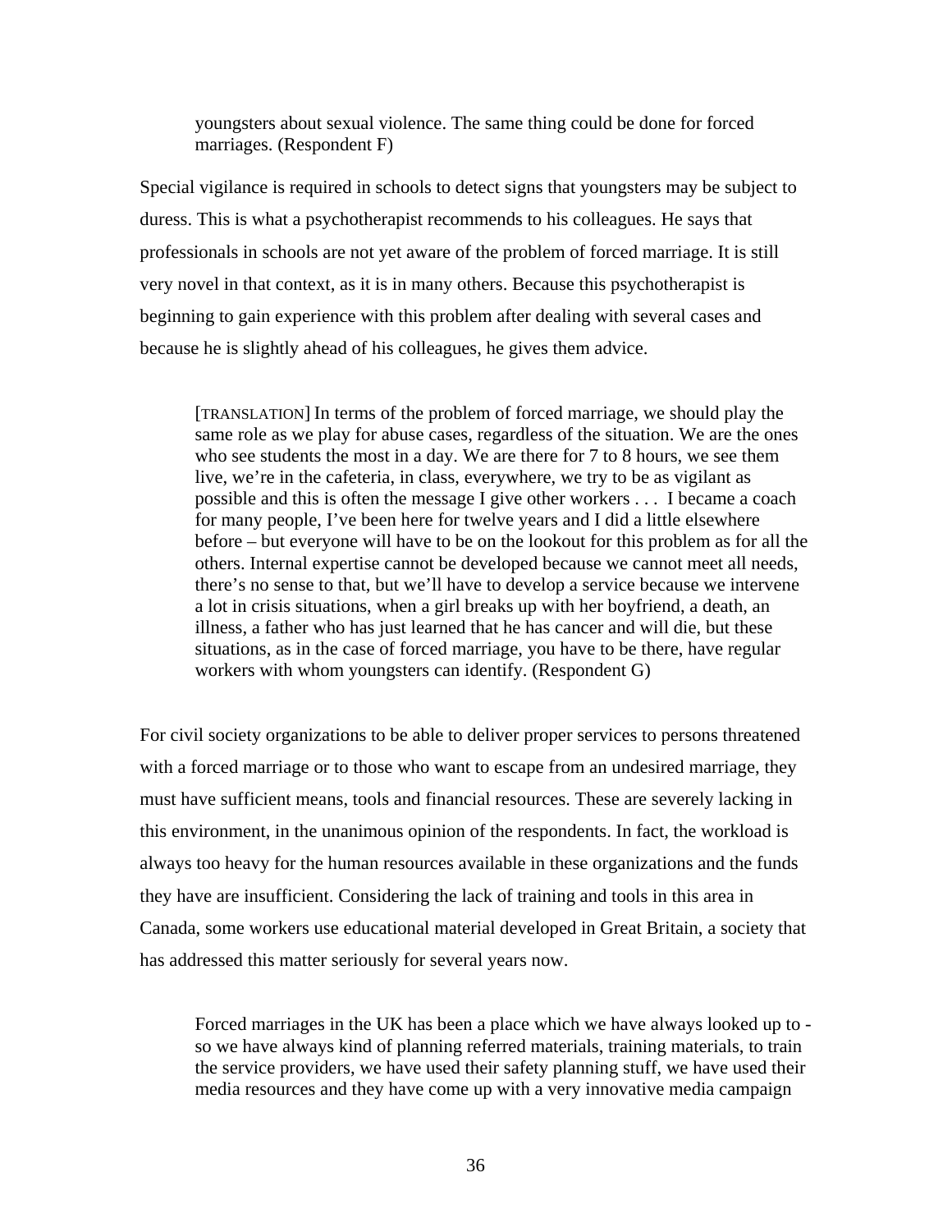> youngsters about sexual violence. The same thing could be done for forced marriages. (Respondent F)

Special vigilance is required in schools to detect signs that youngsters may be subject to duress. This is what a psychotherapist recommends to his colleagues. He says that professionals in schools are not yet aware of the problem of forced marriage. It is still very novel in that context, as it is in many others. Because this psychotherapist is beginning to gain experience with this problem after dealing with several cases and because he is slightly ahead of his colleagues, he gives them advice.

> [TRANSLATION] In terms of the problem of forced marriage, we should play the same role as we play for abuse cases, regardless of the situation. We are the ones who see students the most in a day. We are there for 7 to 8 hours, we see them live, we're in the cafeteria, in class, everywhere, we try to be as vigilant as possible and this is often the message I give other workers . . . I became a coach for many people, I've been here for twelve years and I did a little elsewhere before – but everyone will have to be on the lookout for this problem as for all the others. Internal expertise cannot be developed because we cannot meet all needs, there's no sense to that, but we'll have to develop a service because we intervene a lot in crisis situations, when a girl breaks up with her boyfriend, a death, an illness, a father who has just learned that he has cancer and will die, but these situations, as in the case of forced marriage, you have to be there, have regular workers with whom youngsters can identify. (Respondent G)

For civil society organizations to be able to deliver proper services to persons threatened with a forced marriage or to those who want to escape from an undesired marriage, they must have sufficient means, tools and financial resources. These are severely lacking in this environment, in the unanimous opinion of the respondents. In fact, the workload is always too heavy for the human resources available in these organizations and the funds they have are insufficient. Considering the lack of training and tools in this area in Canada, some workers use educational material developed in Great Britain, a society that has addressed this matter seriously for several years now.

> Forced marriages in the UK has been a place which we have always looked up to - so we have always kind of planning referred materials, training materials, to train the service providers, we have used their safety planning stuff, we have used their media resources and they have come up with a very innovative media campaign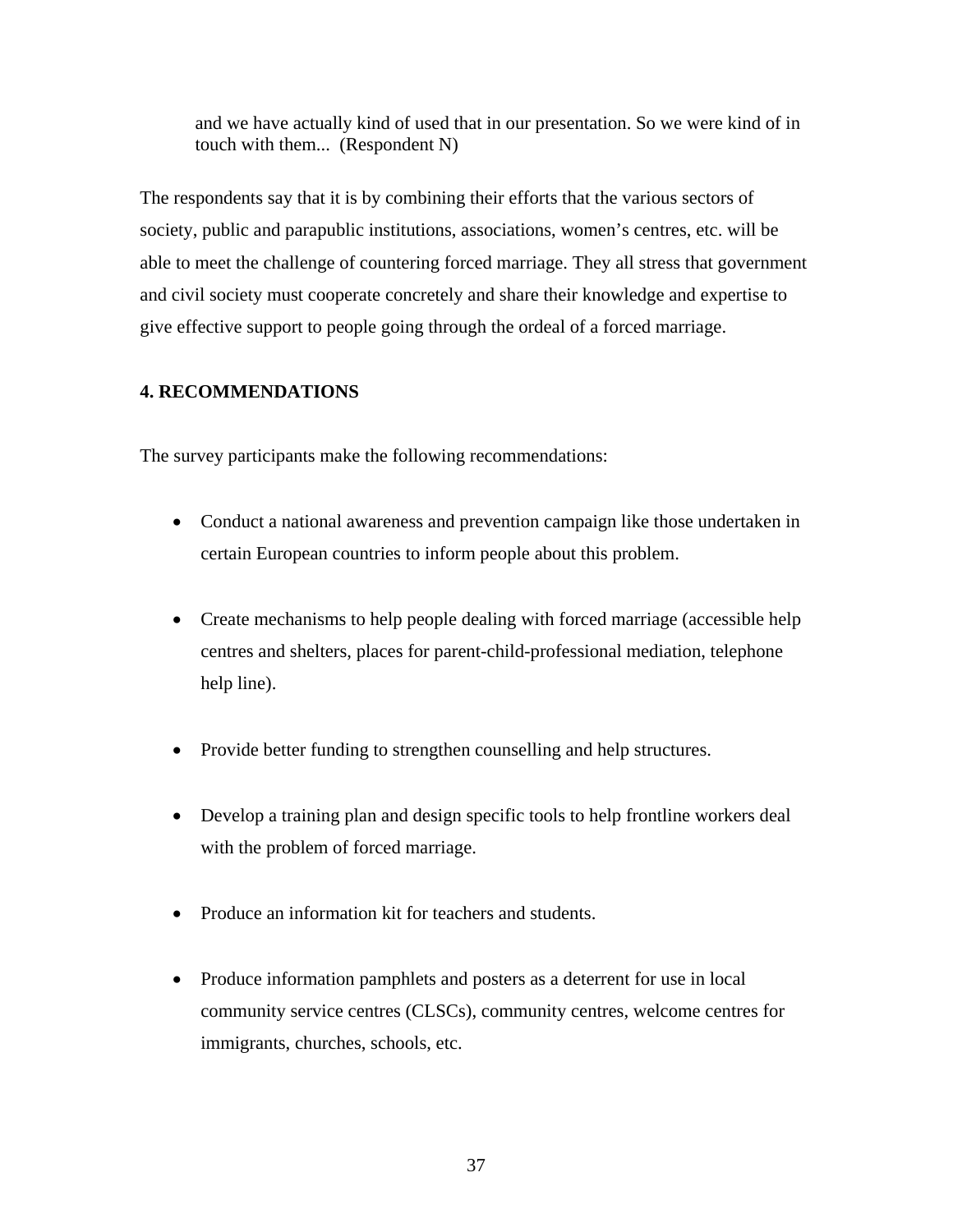> and we have actually kind of used that in our presentation. So we were kind of in touch with them... (Respondent N)

The respondents say that it is by combining their efforts that the various sectors of society, public and parapublic institutions, associations, women's centres, etc. will be able to meet the challenge of countering forced marriage. They all stress that government and civil society must cooperate concretely and share their knowledge and expertise to give effective support to people going through the ordeal of a forced marriage.

## 4. RECOMMENDATIONS

The survey participants make the following recommendations:

- Conduct a national awareness and prevention campaign like those undertaken in certain European countries to inform people about this problem.
- Create mechanisms to help people dealing with forced marriage (accessible help centres and shelters, places for parent-child-professional mediation, telephone help line).
- Provide better funding to strengthen counselling and help structures.
- Develop a training plan and design specific tools to help frontline workers deal with the problem of forced marriage.
- Produce an information kit for teachers and students.
- Produce information pamphlets and posters as a deterrent for use in local community service centres (CLSCs), community centres, welcome centres for immigrants, churches, schools, etc.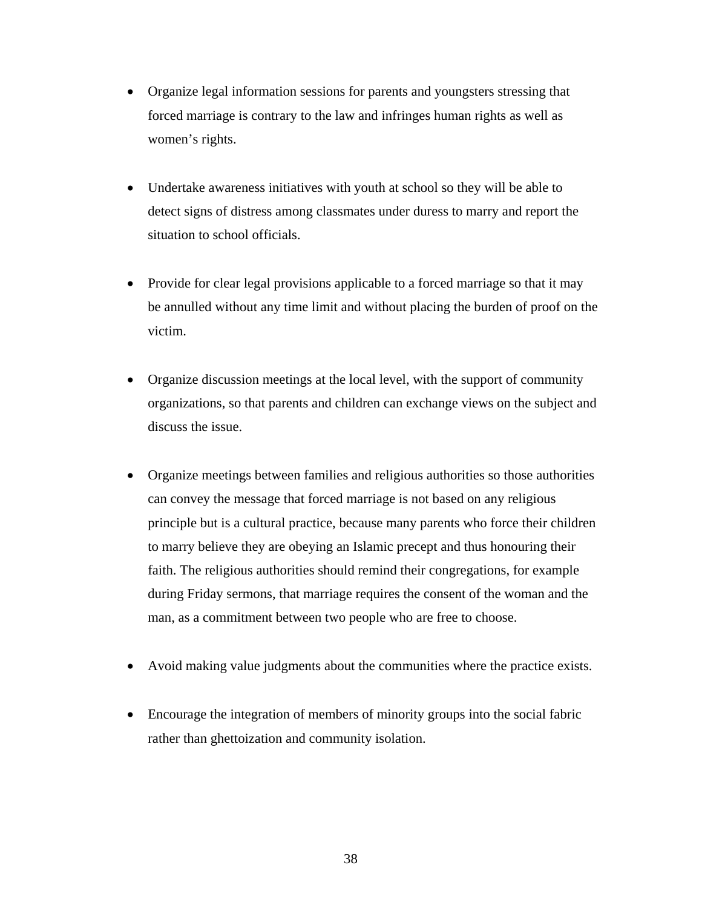- Organize legal information sessions for parents and youngsters stressing that forced marriage is contrary to the law and infringes human rights as well as women's rights.

- Undertake awareness initiatives with youth at school so they will be able to detect signs of distress among classmates under duress to marry and report the situation to school officials.

- Provide for clear legal provisions applicable to a forced marriage so that it may be annulled without any time limit and without placing the burden of proof on the victim.

- Organize discussion meetings at the local level, with the support of community organizations, so that parents and children can exchange views on the subject and discuss the issue.

- Organize meetings between families and religious authorities so those authorities can convey the message that forced marriage is not based on any religious principle but is a cultural practice, because many parents who force their children to marry believe they are obeying an Islamic precept and thus honouring their faith. The religious authorities should remind their congregations, for example during Friday sermons, that marriage requires the consent of the woman and the man, as a commitment between two people who are free to choose.

- Avoid making value judgments about the communities where the practice exists.

- Encourage the integration of members of minority groups into the social fabric rather than ghettoization and community isolation.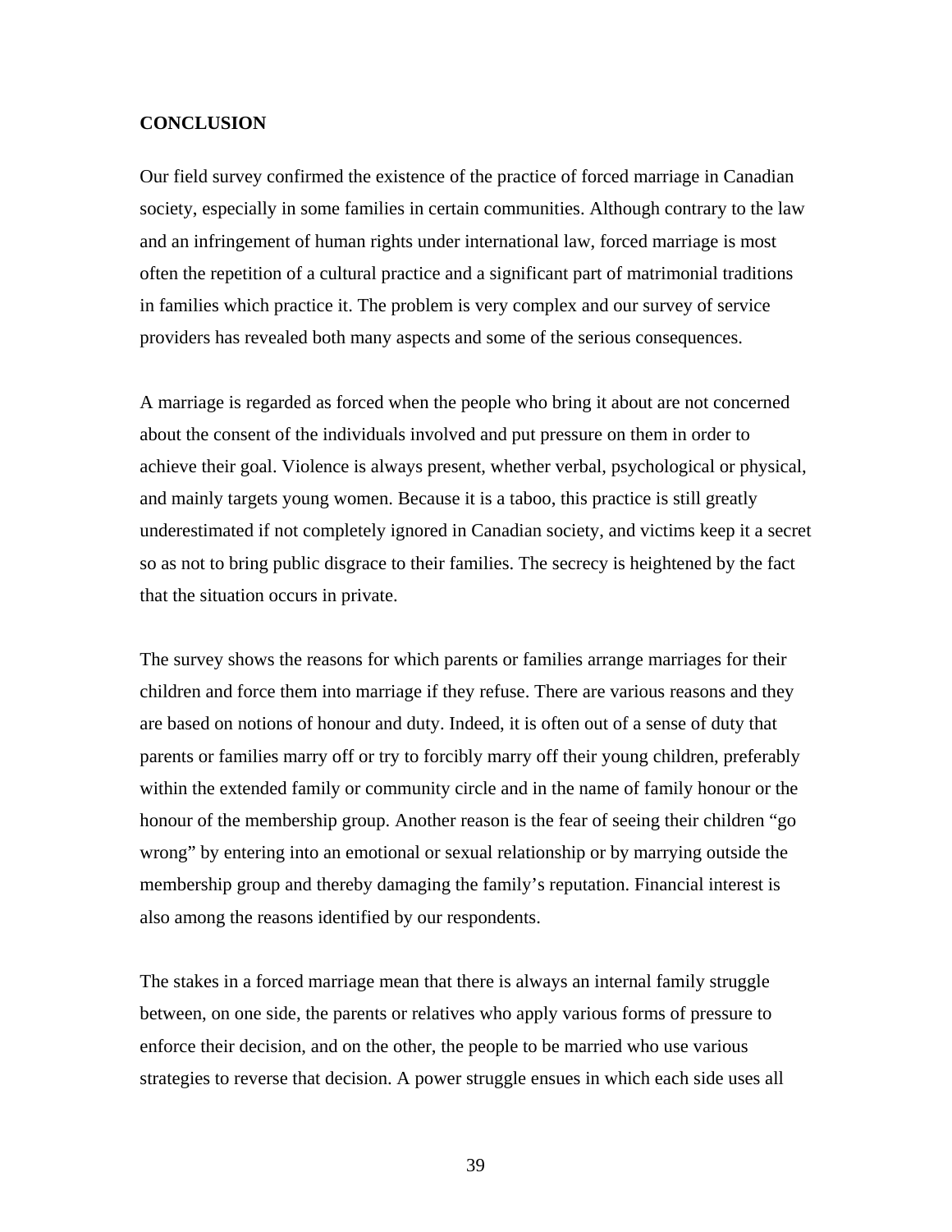## CONCLUSION

Our field survey confirmed the existence of the practice of forced marriage in Canadian society, especially in some families in certain communities. Although contrary to the law and an infringement of human rights under international law, forced marriage is most often the repetition of a cultural practice and a significant part of matrimonial traditions in families which practice it. The problem is very complex and our survey of service providers has revealed both many aspects and some of the serious consequences.

A marriage is regarded as forced when the people who bring it about are not concerned about the consent of the individuals involved and put pressure on them in order to achieve their goal. Violence is always present, whether verbal, psychological or physical, and mainly targets young women. Because it is a taboo, this practice is still greatly underestimated if not completely ignored in Canadian society, and victims keep it a secret so as not to bring public disgrace to their families. The secrecy is heightened by the fact that the situation occurs in private.

The survey shows the reasons for which parents or families arrange marriages for their children and force them into marriage if they refuse. There are various reasons and they are based on notions of honour and duty. Indeed, it is often out of a sense of duty that parents or families marry off or try to forcibly marry off their young children, preferably within the extended family or community circle and in the name of family honour or the honour of the membership group. Another reason is the fear of seeing their children “go wrong” by entering into an emotional or sexual relationship or by marrying outside the membership group and thereby damaging the family’s reputation. Financial interest is also among the reasons identified by our respondents.

The stakes in a forced marriage mean that there is always an internal family struggle between, on one side, the parents or relatives who apply various forms of pressure to enforce their decision, and on the other, the people to be married who use various strategies to reverse that decision. A power struggle ensues in which each side uses all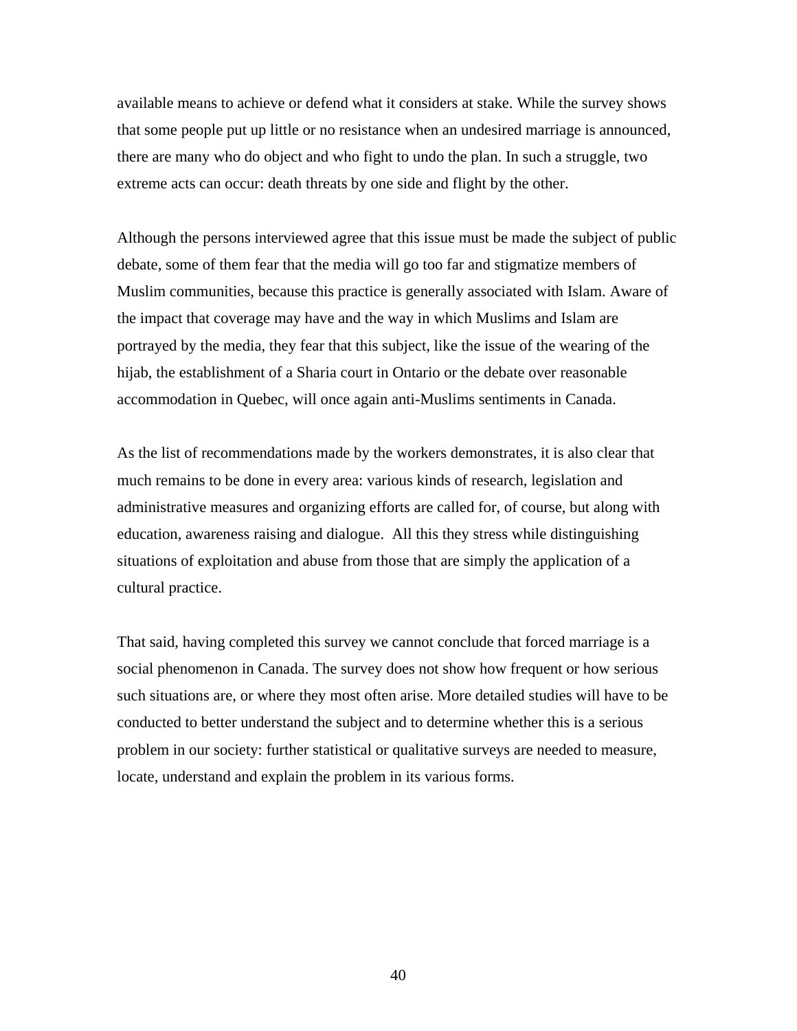available means to achieve or defend what it considers at stake. While the survey shows that some people put up little or no resistance when an undesired marriage is announced, there are many who do object and who fight to undo the plan. In such a struggle, two extreme acts can occur: death threats by one side and flight by the other.

Although the persons interviewed agree that this issue must be made the subject of public debate, some of them fear that the media will go too far and stigmatize members of Muslim communities, because this practice is generally associated with Islam. Aware of the impact that coverage may have and the way in which Muslims and Islam are portrayed by the media, they fear that this subject, like the issue of the wearing of the hijab, the establishment of a Sharia court in Ontario or the debate over reasonable accommodation in Quebec, will once again anti-Muslims sentiments in Canada.

As the list of recommendations made by the workers demonstrates, it is also clear that much remains to be done in every area: various kinds of research, legislation and administrative measures and organizing efforts are called for, of course, but along with education, awareness raising and dialogue. All this they stress while distinguishing situations of exploitation and abuse from those that are simply the application of a cultural practice.

That said, having completed this survey we cannot conclude that forced marriage is a social phenomenon in Canada. The survey does not show how frequent or how serious such situations are, or where they most often arise. More detailed studies will have to be conducted to better understand the subject and to determine whether this is a serious problem in our society: further statistical or qualitative surveys are needed to measure, locate, understand and explain the problem in its various forms.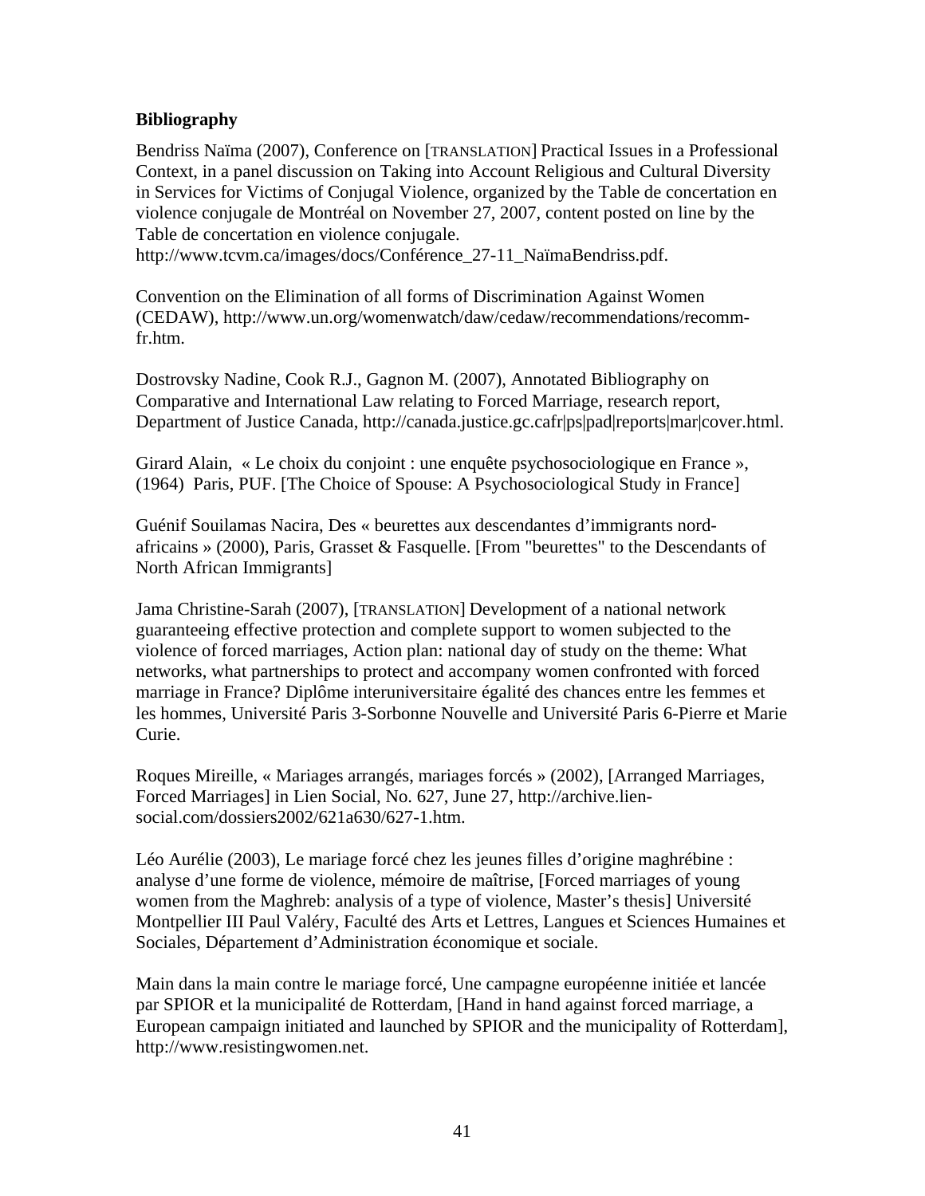**Bibliography**

Bendriss Naïma (2007), Conference on [TRANSLATION] Practical Issues in a Professional Context, in a panel discussion on Taking into Account Religious and Cultural Diversity in Services for Victims of Conjugal Violence, organized by the Table de concertation en violence conjugale de Montréal on November 27, 2007, content posted on line by the Table de concertation en violence conjugale.
http://www.tcvm.ca/images/docs/Conférence_27-11_NaïmaBendriss.pdf.

Convention on the Elimination of all forms of Discrimination Against Women (CEDAW), http://www.un.org/womenwatch/daw/cedaw/recommendations/recomm-fr.htm.

Dostrovsky Nadine, Cook R.J., Gagnon M. (2007), Annotated Bibliography on Comparative and International Law relating to Forced Marriage, research report, Department of Justice Canada, http://canada.justice.gc.cafr|ps|pad|reports|mar|cover.html.

Girard Alain, « Le choix du conjoint : une enquête psychosociologique en France », (1964) Paris, PUF. [The Choice of Spouse: A Psychosociological Study in France]

Guénif Souilamas Nacira, Des « beurettes aux descendantes d'immigrants nord-africains » (2000), Paris, Grasset & Fasquelle. [From "beurettes" to the Descendants of North African Immigrants]

Jama Christine-Sarah (2007), [TRANSLATION] Development of a national network guaranteeing effective protection and complete support to women subjected to the violence of forced marriages, Action plan: national day of study on the theme: What networks, what partnerships to protect and accompany women confronted with forced marriage in France? Diplôme interuniversitaire égalité des chances entre les femmes et les hommes, Université Paris 3-Sorbonne Nouvelle and Université Paris 6-Pierre et Marie Curie.

Roques Mireille, « Mariages arrangés, mariages forcés » (2002), [Arranged Marriages, Forced Marriages] in Lien Social, No. 627, June 27, http://archive.lien-social.com/dossiers2002/621a630/627-1.htm.

Léo Aurélie (2003), Le mariage forcé chez les jeunes filles d'origine maghrébine : analyse d'une forme de violence, mémoire de maîtrise, [Forced marriages of young women from the Maghreb: analysis of a type of violence, Master's thesis] Université Montpellier III Paul Valéry, Faculté des Arts et Lettres, Langues et Sciences Humaines et Sociales, Département d'Administration économique et sociale.

Main dans la main contre le mariage forcé, Une campagne européenne initiée et lancée par SPIOR et la municipalité de Rotterdam, [Hand in hand against forced marriage, a European campaign initiated and launched by SPIOR and the municipality of Rotterdam], http://www.resistingwomen.net.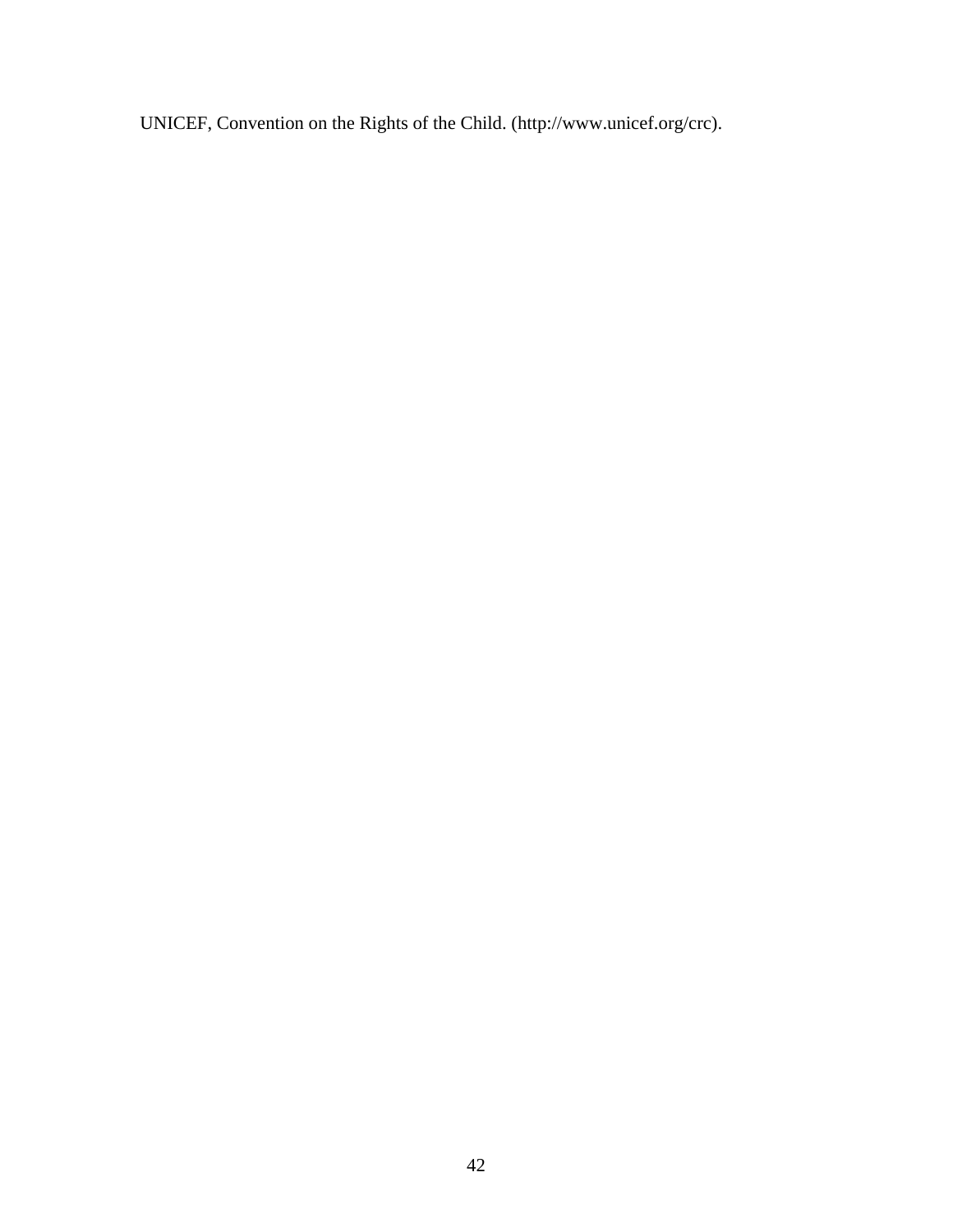UNICEF, Convention on the Rights of the Child. (http://www.unicef.org/crc).